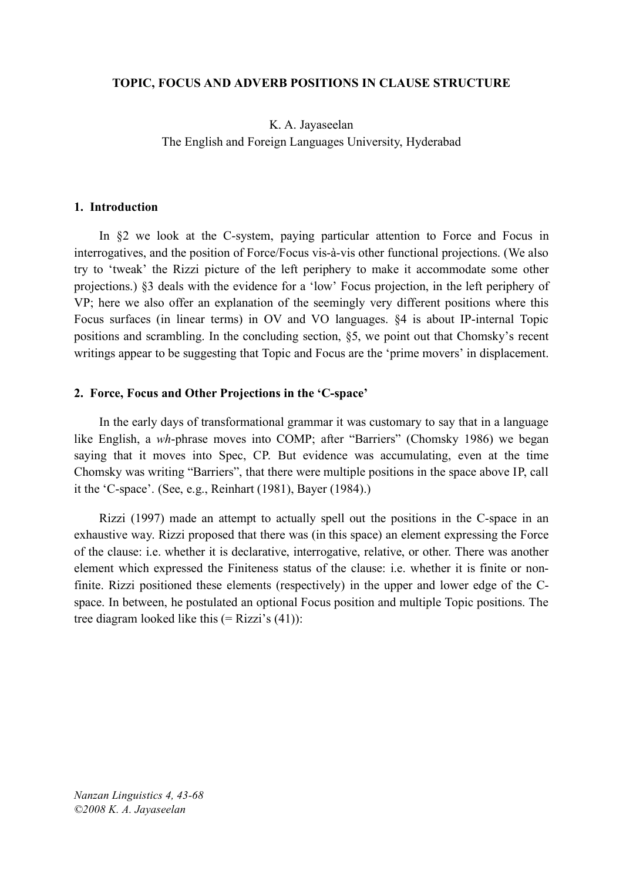# TOPIC, FOCUS AND ADVERB POSITIONS IN CLAUSE STRUCTURE

K. A. Jayaseelan
The English and Foreign Languages University, Hyderabad

## 1. Introduction

In §2 we look at the C-system, paying particular attention to Force and Focus in interrogatives, and the position of Force/Focus vis-à-vis other functional projections. (We also try to 'tweak' the Rizzi picture of the left periphery to make it accommodate some other projections.) §3 deals with the evidence for a 'low' Focus projection, in the left periphery of VP; here we also offer an explanation of the seemingly very different positions where this Focus surfaces (in linear terms) in OV and VO languages. §4 is about IP-internal Topic positions and scrambling. In the concluding section, §5, we point out that Chomsky's recent writings appear to be suggesting that Topic and Focus are the 'prime movers' in displacement.

## 2. Force, Focus and Other Projections in the 'C-space'

In the early days of transformational grammar it was customary to say that in a language like English, a *wh*-phrase moves into COMP; after "Barriers" (Chomsky 1986) we began saying that it moves into Spec, CP. But evidence was accumulating, even at the time Chomsky was writing "Barriers", that there were multiple positions in the space above IP, call it the 'C-space'. (See, e.g., Reinhart (1981), Bayer (1984).)

Rizzi (1997) made an attempt to actually spell out the positions in the C-space in an exhaustive way. Rizzi proposed that there was (in this space) an element expressing the Force of the clause: i.e. whether it is declarative, interrogative, relative, or other. There was another element which expressed the Finiteness status of the clause: i.e. whether it is finite or non-finite. Rizzi positioned these elements (respectively) in the upper and lower edge of the C-space. In between, he postulated an optional Focus position and multiple Topic positions. The tree diagram looked like this (= Rizzi's (41)):

*Nanzan Linguistics 4, 43-68*
*©2008 K. A. Jayaseelan*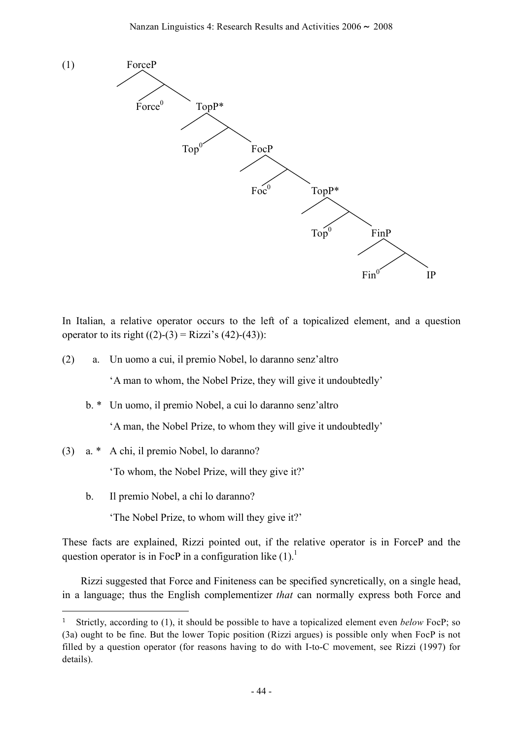(1)

```
ForceP
├── [Spec]
└── Force'
    ├── Force⁰
    └── TopP*
        ├── [Spec]
        └── Top'
            ├── Top⁰
            └── FocP
                ├── [Spec]
                └── Foc'
                    ├── Foc⁰
                    └── TopP*
                        ├── [Spec]
                        └── Top'
                            ├── Top⁰
                            └── FinP
                                ├── [Spec]
                                └── Fin'
                                    ├── Fin⁰
                                    └── IP
```

In Italian, a relative operator occurs to the left of a topicalized element, and a question operator to its right ((2)-(3) = Rizzi's (42)-(43)):

(2) a. Un uomo a cui, il premio Nobel, lo daranno senz'altro

'A man to whom, the Nobel Prize, they will give it undoubtedly'

b. * Un uomo, il premio Nobel, a cui lo daranno senz'altro

'A man, the Nobel Prize, to whom they will give it undoubtedly'

(3) a. * A chi, il premio Nobel, lo daranno?

'To whom, the Nobel Prize, will they give it?'

b. Il premio Nobel, a chi lo daranno?

'The Nobel Prize, to whom will they give it?'

These facts are explained, Rizzi pointed out, if the relative operator is in ForceP and the question operator is in FocP in a configuration like (1).[1]

Rizzi suggested that Force and Finiteness can be specified syncretically, on a single head, in a language; thus the English complementizer *that* can normally express both Force and

---

[1] Strictly, according to (1), it should be possible to have a topicalized element even *below* FocP; so (3a) ought to be fine. But the lower Topic position (Rizzi argues) is possible only when FocP is not filled by a question operator (for reasons having to do with I-to-C movement, see Rizzi (1997) for details).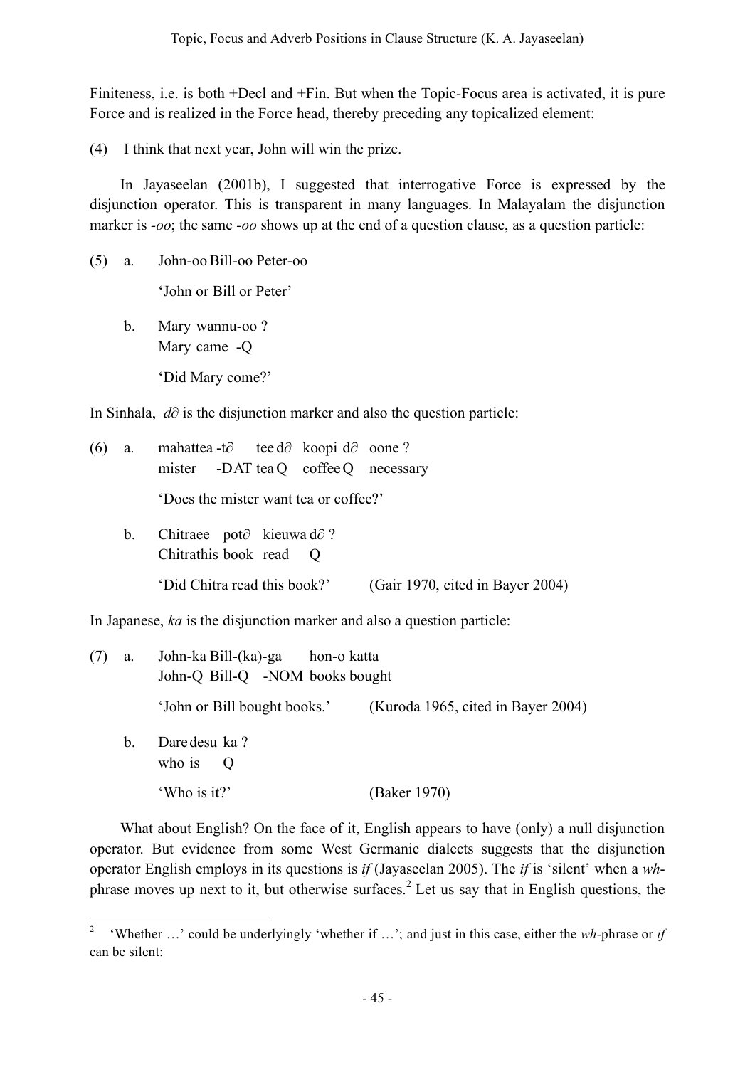Finiteness, i.e. is both +Decl and +Fin. But when the Topic-Focus area is activated, it is pure Force and is realized in the Force head, thereby preceding any topicalized element:

(4) I think that next year, John will win the prize.

In Jayaseelan (2001b), I suggested that interrogative Force is expressed by the disjunction operator. This is transparent in many languages. In Malayalam the disjunction marker is *-oo*; the same *-oo* shows up at the end of a question clause, as a question particle:

(5) a. John-oo Bill-oo Peter-oo

'John or Bill or Peter'

b. Mary wannu-oo ?
Mary came -Q

'Did Mary come?'

In Sinhala, *d∂* is the disjunction marker and also the question particle:

(6) a. mahattea -t∂ tee d∂ koopi d∂ oone ?
mister -DAT tea Q coffee Q necessary

'Does the mister want tea or coffee?'

b. Chitraee pot∂ kieuwa d∂ ?
Chitra this book read Q

'Did Chitra read this book?' (Gair 1970, cited in Bayer 2004)

In Japanese, *ka* is the disjunction marker and also a question particle:

(7) a. John-ka Bill-(ka)-ga hon-o katta
John-Q Bill-Q -NOM books bought

'John or Bill bought books.' (Kuroda 1965, cited in Bayer 2004)

b. Dare desu ka ?
who is Q

'Who is it?' (Baker 1970)

What about English? On the face of it, English appears to have (only) a null disjunction operator. But evidence from some West Germanic dialects suggests that the disjunction operator English employs in its questions is *if* (Jayaseelan 2005). The *if* is 'silent' when a *wh*-phrase moves up next to it, but otherwise surfaces.[2] Let us say that in English questions, the

---

[2] 'Whether …' could be underlyingly 'whether if …'; and just in this case, either the *wh*-phrase or *if* can be silent: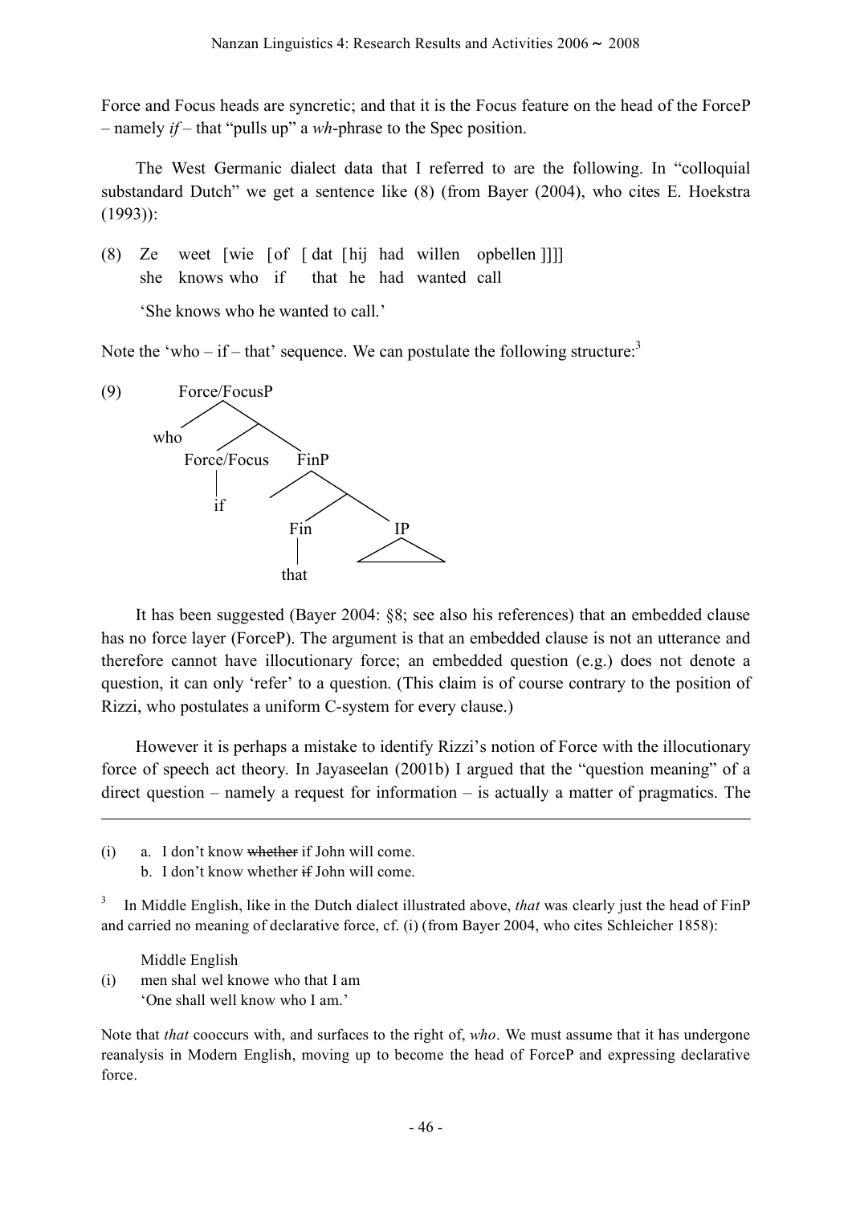Force and Focus heads are syncretic; and that it is the Focus feature on the head of the ForceP – namely *if* – that "pulls up" a *wh*-phrase to the Spec position.

The West Germanic dialect data that I referred to are the following. In "colloquial substandard Dutch" we get a sentence like (8) (from Bayer (2004), who cites E. Hoekstra (1993)):

(8) Ze weet [wie [of [dat [hij had willen opbellen ]]]]
she knows who if that he had wanted call
'She knows who he wanted to call.'

Note the 'who – if – that' sequence. We can postulate the following structure:[3]

(9)
```
        Force/FocusP
       /          \
     who           .
                 /    \
        Force/Focus    FinP
             |        /    \
             if     Fin     IP
                     |     /__\
                    that
```

It has been suggested (Bayer 2004: §8; see also his references) that an embedded clause has no force layer (ForceP). The argument is that an embedded clause is not an utterance and therefore cannot have illocutionary force; an embedded question (e.g.) does not denote a question, it can only 'refer' to a question. (This claim is of course contrary to the position of Rizzi, who postulates a uniform C-system for every clause.)

However it is perhaps a mistake to identify Rizzi's notion of Force with the illocutionary force of speech act theory. In Jayaseelan (2001b) I argued that the "question meaning" of a direct question – namely a request for information – is actually a matter of pragmatics. The

---

(i) a. I don't know ~~whether~~ if John will come.
b. I don't know whether ~~if~~ John will come.

[3] In Middle English, like in the Dutch dialect illustrated above, *that* was clearly just the head of FinP and carried no meaning of declarative force, cf. (i) (from Bayer 2004, who cites Schleicher 1858):

Middle English
(i) men shal wel knowe who that I am
'One shall well know who I am.'

Note that *that* cooccurs with, and surfaces to the right of, *who*. We must assume that it has undergone reanalysis in Modern English, moving up to become the head of ForceP and expressing declarative force.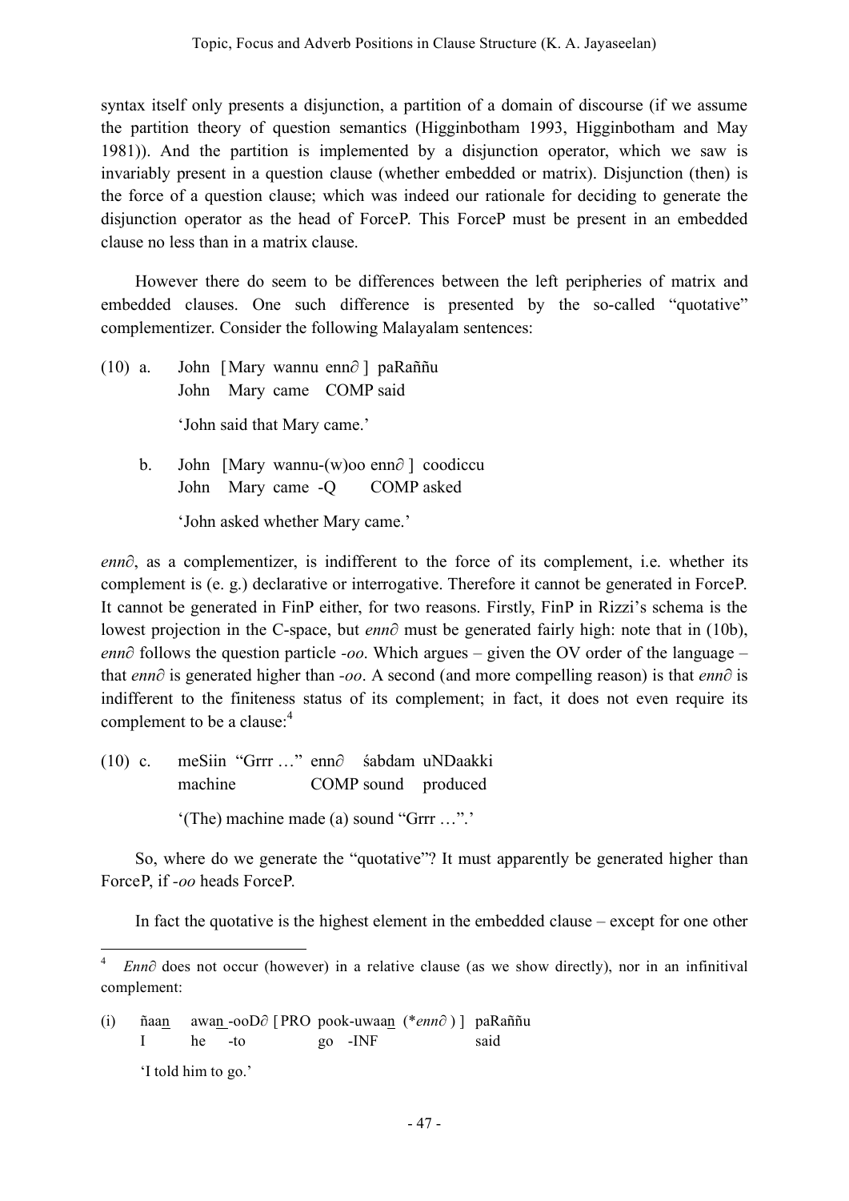syntax itself only presents a disjunction, a partition of a domain of discourse (if we assume the partition theory of question semantics (Higginbotham 1993, Higginbotham and May 1981)). And the partition is implemented by a disjunction operator, which we saw is invariably present in a question clause (whether embedded or matrix). Disjunction (then) is the force of a question clause; which was indeed our rationale for deciding to generate the disjunction operator as the head of ForceP. This ForceP must be present in an embedded clause no less than in a matrix clause.

However there do seem to be differences between the left peripheries of matrix and embedded clauses. One such difference is presented by the so-called "quotative" complementizer. Consider the following Malayalam sentences:

(10) a. John [Mary wannu enn∂ ] paRaññu
John Mary came COMP said
'John said that Mary came.'

b. John [Mary wannu-(w)oo enn∂ ] coodiccu
John Mary came -Q COMP asked
'John asked whether Mary came.'

*enn∂*, as a complementizer, is indifferent to the force of its complement, i.e. whether its complement is (e. g.) declarative or interrogative. Therefore it cannot be generated in ForceP. It cannot be generated in FinP either, for two reasons. Firstly, FinP in Rizzi's schema is the lowest projection in the C-space, but *enn∂* must be generated fairly high: note that in (10b), *enn∂* follows the question particle *-oo*. Which argues – given the OV order of the language – that *enn∂* is generated higher than *-oo*. A second (and more compelling reason) is that *enn∂* is indifferent to the finiteness status of its complement; in fact, it does not even require its complement to be a clause:[4]

(10) c. meSiin "Grrr …" enn∂ śabdam uNDaakki
machine COMP sound produced
'(The) machine made (a) sound "Grrr …".'

So, where do we generate the "quotative"? It must apparently be generated higher than ForceP, if *-oo* heads ForceP.

In fact the quotative is the highest element in the embedded clause – except for one other

---

[4] *Enn∂* does not occur (however) in a relative clause (as we show directly), nor in an infinitival complement:

(i) ñaan awan-ooD∂ [PRO pook-uwaan (\**enn∂* ) ] paRaññu
I he -to go -INF said
'I told him to go.'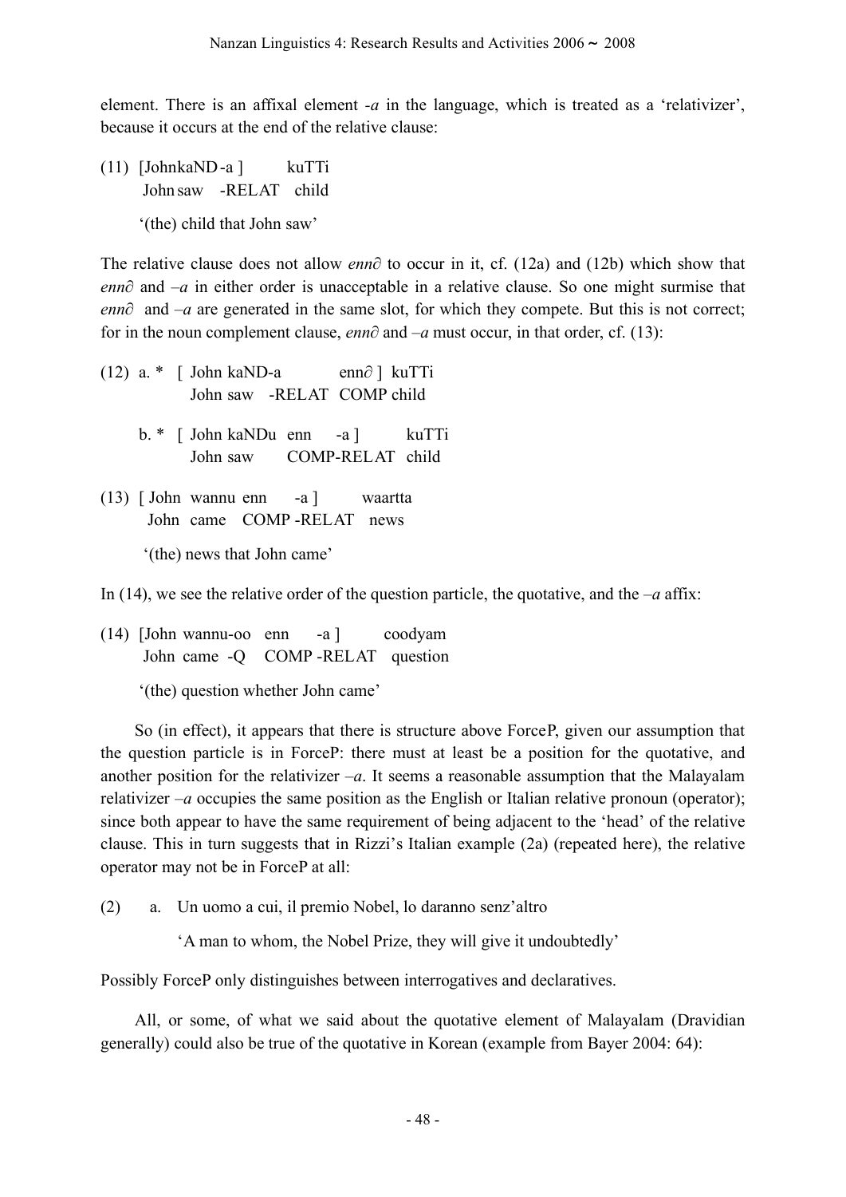element. There is an affixal element *-a* in the language, which is treated as a 'relativizer', because it occurs at the end of the relative clause:

(11) [JohnkaND-a ]  kuTTi
     John saw -RELAT child
     '(the) child that John saw'

The relative clause does not allow *enn∂* to occur in it, cf. (12a) and (12b) which show that *enn∂* and *–a* in either order is unacceptable in a relative clause. So one might surmise that *enn∂* and *–a* are generated in the same slot, for which they compete. But this is not correct; for in the noun complement clause, *enn∂* and *–a* must occur, in that order, cf. (13):

(12) a. * [ John kaND-a  enn∂ ] kuTTi
          John saw -RELAT COMP child

     b. * [ John kaNDu enn -a ]  kuTTi
          John saw  COMP-RELAT child

(13) [ John wannu enn -a ]  waartta
       John came COMP -RELAT news
     '(the) news that John came'

In (14), we see the relative order of the question particle, the quotative, and the *–a* affix:

(14) [John wannu-oo enn -a ]  coodyam
      John came -Q COMP -RELAT question
     '(the) question whether John came'

So (in effect), it appears that there is structure above ForceP, given our assumption that the question particle is in ForceP: there must at least be a position for the quotative, and another position for the relativizer *–a*. It seems a reasonable assumption that the Malayalam relativizer *–a* occupies the same position as the English or Italian relative pronoun (operator); since both appear to have the same requirement of being adjacent to the 'head' of the relative clause. This in turn suggests that in Rizzi's Italian example (2a) (repeated here), the relative operator may not be in ForceP at all:

(2) a. Un uomo a cui, il premio Nobel, lo daranno senz'altro
       'A man to whom, the Nobel Prize, they will give it undoubtedly'

Possibly ForceP only distinguishes between interrogatives and declaratives.

All, or some, of what we said about the quotative element of Malayalam (Dravidian generally) could also be true of the quotative in Korean (example from Bayer 2004: 64):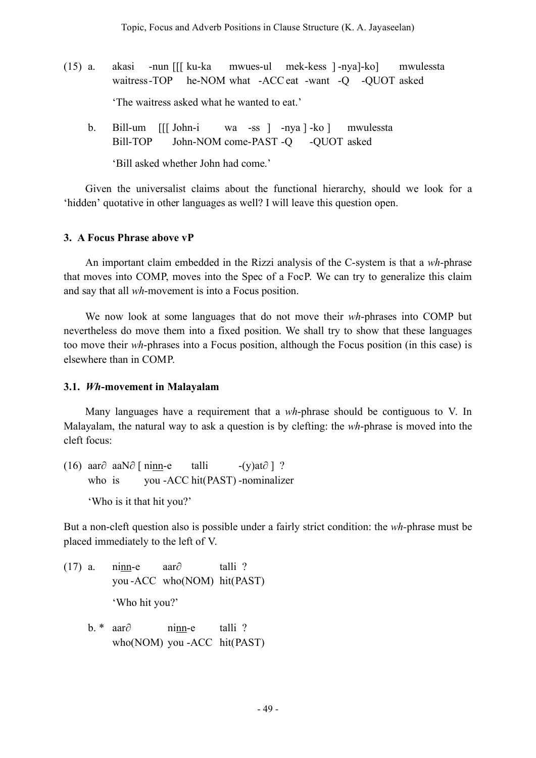(15) a. akasi -nun [[[ ku-ka mwues-ul mek-kess ] -nya]-ko] mwulessta
waitress-TOP he-NOM what -ACC eat -want -Q -QUOT asked

'The waitress asked what he wanted to eat.'

b. Bill-um [[[ John-i wa -ss ] -nya ] -ko ] mwulessta
Bill-TOP John-NOM come-PAST -Q -QUOT asked

'Bill asked whether John had come.'

Given the universalist claims about the functional hierarchy, should we look for a 'hidden' quotative in other languages as well? I will leave this question open.

### 3. A Focus Phrase above vP

An important claim embedded in the Rizzi analysis of the C-system is that a *wh*-phrase that moves into COMP, moves into the Spec of a FocP. We can try to generalize this claim and say that all *wh*-movement is into a Focus position.

We now look at some languages that do not move their *wh*-phrases into COMP but nevertheless do move them into a fixed position. We shall try to show that these languages too move their *wh*-phrases into a Focus position, although the Focus position (in this case) is elsewhere than in COMP.

### 3.1. *Wh*-movement in Malayalam

Many languages have a requirement that a *wh*-phrase should be contiguous to V. In Malayalam, the natural way to ask a question is by clefting: the *wh*-phrase is moved into the cleft focus:

(16) aar∂ aaN∂ [ ni<u>nn</u>-e talli -(y)at∂ ] ?
who is you -ACC hit(PAST) -nominalizer

'Who is it that hit you?'

But a non-cleft question also is possible under a fairly strict condition: the *wh*-phrase must be placed immediately to the left of V.

(17) a. ni<u>nn</u>-e aar∂ talli ?
you -ACC who(NOM) hit(PAST)

'Who hit you?'

b. * aar∂ ni<u>nn</u>-e talli ?
who(NOM) you -ACC hit(PAST)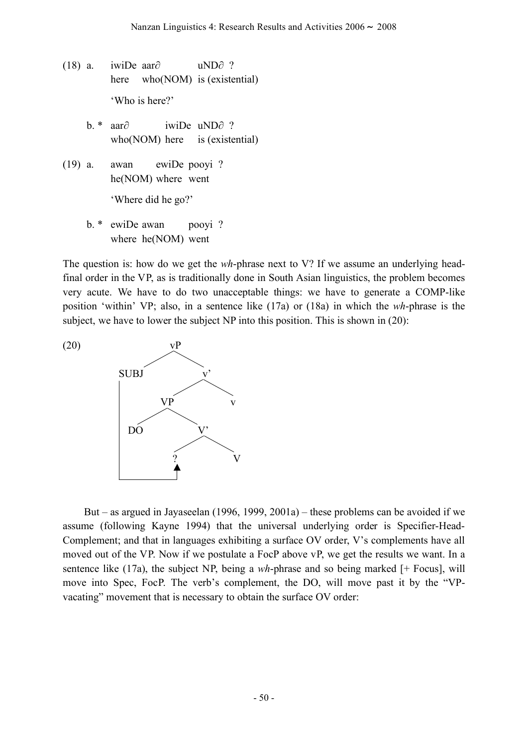(18) a. iwiDe aar∂ uND∂ ?
  here who(NOM) is (existential)

  'Who is here?'

 b. * aar∂ iwiDe uND∂ ?
  who(NOM) here is (existential)

(19) a. awan ewiDe pooyi ?
  he(NOM) where went

  'Where did he go?'

 b. * ewiDe awan pooyi ?
  where he(NOM) went

The question is: how do we get the *wh*-phrase next to V? If we assume an underlying head-final order in the VP, as is traditionally done in South Asian linguistics, the problem becomes very acute. We have to do two unacceptable things: we have to generate a COMP-like position 'within' VP; also, in a sentence like (17a) or (18a) in which the *wh*-phrase is the subject, we have to lower the subject NP into this position. This is shown in (20):

(20)

```
              vP
            /    \
        SUBJ      v'
         |      /    \
         |    VP      v
         |   /  \
         |  DO   V'
         |      /  \
         |     ?    V
         |     ▲
         |_____|
```

But – as argued in Jayaseelan (1996, 1999, 2001a) – these problems can be avoided if we assume (following Kayne 1994) that the universal underlying order is Specifier-Head-Complement; and that in languages exhibiting a surface OV order, V's complements have all moved out of the VP. Now if we postulate a FocP above vP, we get the results we want. In a sentence like (17a), the subject NP, being a *wh*-phrase and so being marked [+ Focus], will move into Spec, FocP. The verb's complement, the DO, will move past it by the "VP-vacating" movement that is necessary to obtain the surface OV order: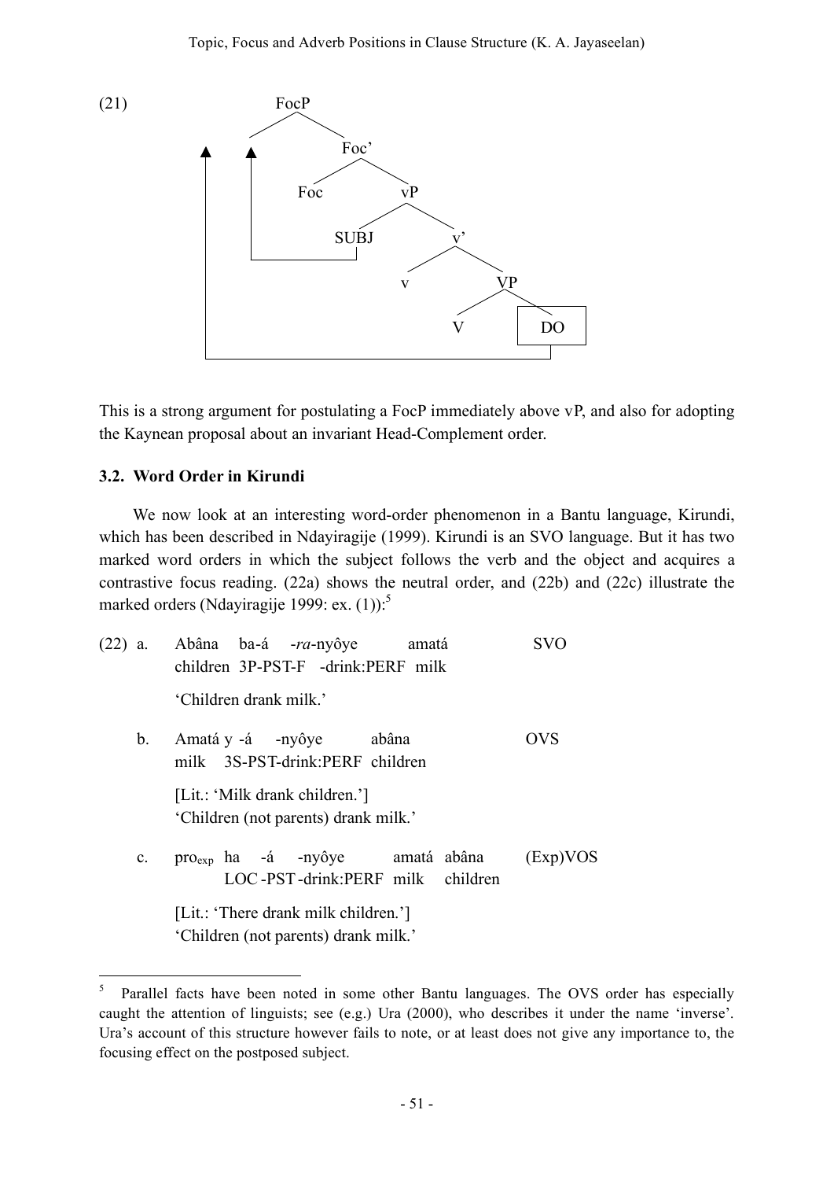(21)

```
                FocP
              /      \
     ▲    ▲          Foc'
     |    |         /    \
     |    |      Foc      vP
     |    |              /   \
     |    |          SUBJ     v'
     |    |____________|     /  \
     |                      v    VP
     |                          /  \
     |                         V   [DO]
     |__________________________________|
```

This is a strong argument for postulating a FocP immediately above vP, and also for adopting the Kaynean proposal about an invariant Head-Complement order.

### 3.2. Word Order in Kirundi

We now look at an interesting word-order phenomenon in a Bantu language, Kirundi, which has been described in Ndayiragije (1999). Kirundi is an SVO language. But it has two marked word orders in which the subject follows the verb and the object and acquires a contrastive focus reading. (22a) shows the neutral order, and (22b) and (22c) illustrate the marked orders (Ndayiragije 1999: ex. (1)):[5]

(22) a. Abâna ba-á -*ra*-nyôye amatá — SVO
children 3P-PST-F -drink:PERF milk
'Children drank milk.'

b. Amatá y -á -nyôye abâna — OVS
milk 3S-PST-drink:PERF children
[Lit.: 'Milk drank children.']
'Children (not parents) drank milk.'

c. $pro_{exp}$ ha -á -nyôye amatá abâna — (Exp)VOS
LOC -PST -drink:PERF milk children
[Lit.: 'There drank milk children.']
'Children (not parents) drank milk.'

[5] Parallel facts have been noted in some other Bantu languages. The OVS order has especially caught the attention of linguists; see (e.g.) Ura (2000), who describes it under the name 'inverse'. Ura's account of this structure however fails to note, or at least does not give any importance to, the focusing effect on the postposed subject.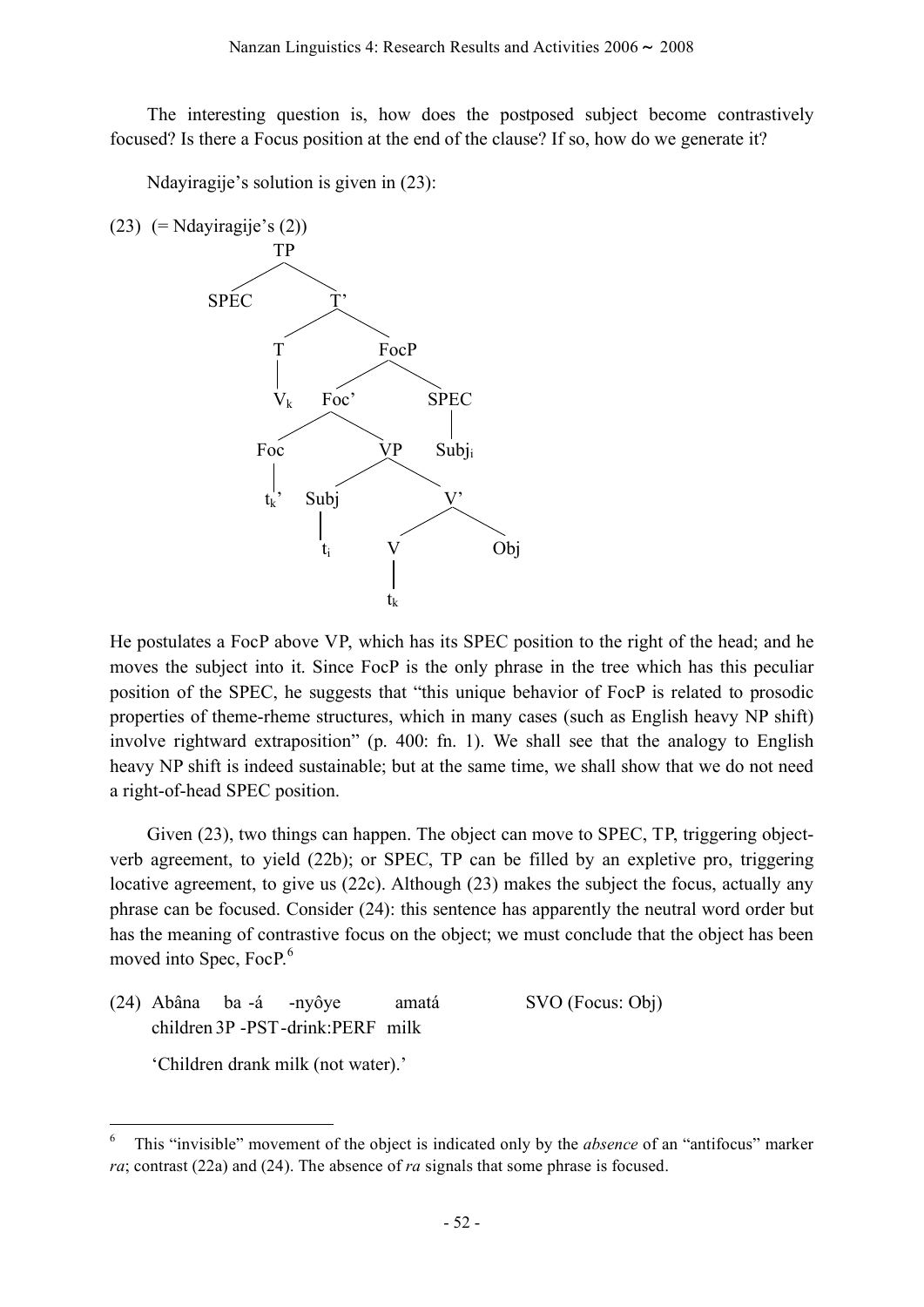The interesting question is, how does the postposed subject become contrastively focused? Is there a Focus position at the end of the clause? If so, how do we generate it?

Ndayiragije's solution is given in (23):

(23) (= Ndayiragije's (2))

```
[TP SPEC [T' [T V_k] [FocP [Foc' [Foc t_k'] [VP [Subj t_i] [V' [V t_k] Obj]]] [SPEC Subj_i]]]]
```

He postulates a FocP above VP, which has its SPEC position to the right of the head; and he moves the subject into it. Since FocP is the only phrase in the tree which has this peculiar position of the SPEC, he suggests that "this unique behavior of FocP is related to prosodic properties of theme-rheme structures, which in many cases (such as English heavy NP shift) involve rightward extraposition" (p. 400: fn. 1). We shall see that the analogy to English heavy NP shift is indeed sustainable; but at the same time, we shall show that we do not need a right-of-head SPEC position.

Given (23), two things can happen. The object can move to SPEC, TP, triggering object-verb agreement, to yield (22b); or SPEC, TP can be filled by an expletive pro, triggering locative agreement, to give us (22c). Although (23) makes the subject the focus, actually any phrase can be focused. Consider (24): this sentence has apparently the neutral word order but has the meaning of contrastive focus on the object; we must conclude that the object has been moved into Spec, FocP.[6]

(24) Abâna ba -á -nyôye amatá SVO (Focus: Obj)
children 3P -PST -drink:PERF milk

'Children drank milk (not water).'

---

[6] This "invisible" movement of the object is indicated only by the *absence* of an "antifocus" marker *ra*; contrast (22a) and (24). The absence of *ra* signals that some phrase is focused.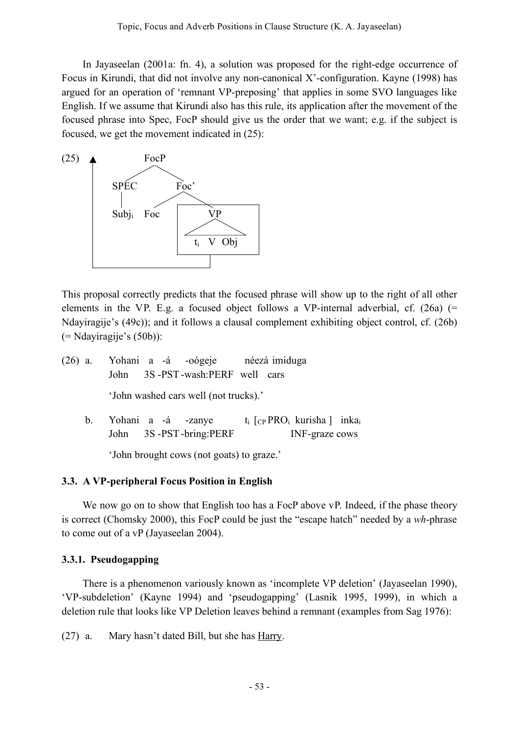In Jayaseelan (2001a: fn. 4), a solution was proposed for the right-edge occurrence of Focus in Kirundi, that did not involve any non-canonical X'-configuration. Kayne (1998) has argued for an operation of 'remnant VP-preposing' that applies in some SVO languages like English. If we assume that Kirundi also has this rule, its application after the movement of the focused phrase into Spec, FocP should give us the order that we want; e.g. if the subject is focused, we get the movement indicated in (25):

(25)

```
                FocP
              /      \
          SPEC        Foc'
           |         /    \
         Subj_i    Foc     VP
                          /  \
                        t_i V Obj
```

(with an arrow indicating movement of the boxed VP to the left edge, above FocP)

This proposal correctly predicts that the focused phrase will show up to the right of all other elements in the VP. E.g. a focused object follows a VP-internal adverbial, cf. (26a) (= Ndayiragije's (49c)); and it follows a clausal complement exhibiting object control, cf. (26b) (= Ndayiragije's (50b)):

(26) a. Yohani a -á -oógeje néezá imiduga
John 3S -PST -wash:PERF well cars

'John washed cars well (not trucks).'

b. Yohani a -á -zanye $t_i$ [$_{CP}$ PRO$_i$ kurisha ] inka$_i$
John 3S -PST -bring:PERF INF-graze cows

'John brought cows (not goats) to graze.'

### 3.3. A VP-peripheral Focus Position in English

We now go on to show that English too has a FocP above vP. Indeed, if the phase theory is correct (Chomsky 2000), this FocP could be just the "escape hatch" needed by a *wh*-phrase to come out of a vP (Jayaseelan 2004).

#### 3.3.1. Pseudogapping

There is a phenomenon variously known as 'incomplete VP deletion' (Jayaseelan 1990), 'VP-subdeletion' (Kayne 1994) and 'pseudogapping' (Lasnik 1995, 1999), in which a deletion rule that looks like VP Deletion leaves behind a remnant (examples from Sag 1976):

(27) a. Mary hasn't dated Bill, but she has <u>Harry</u>.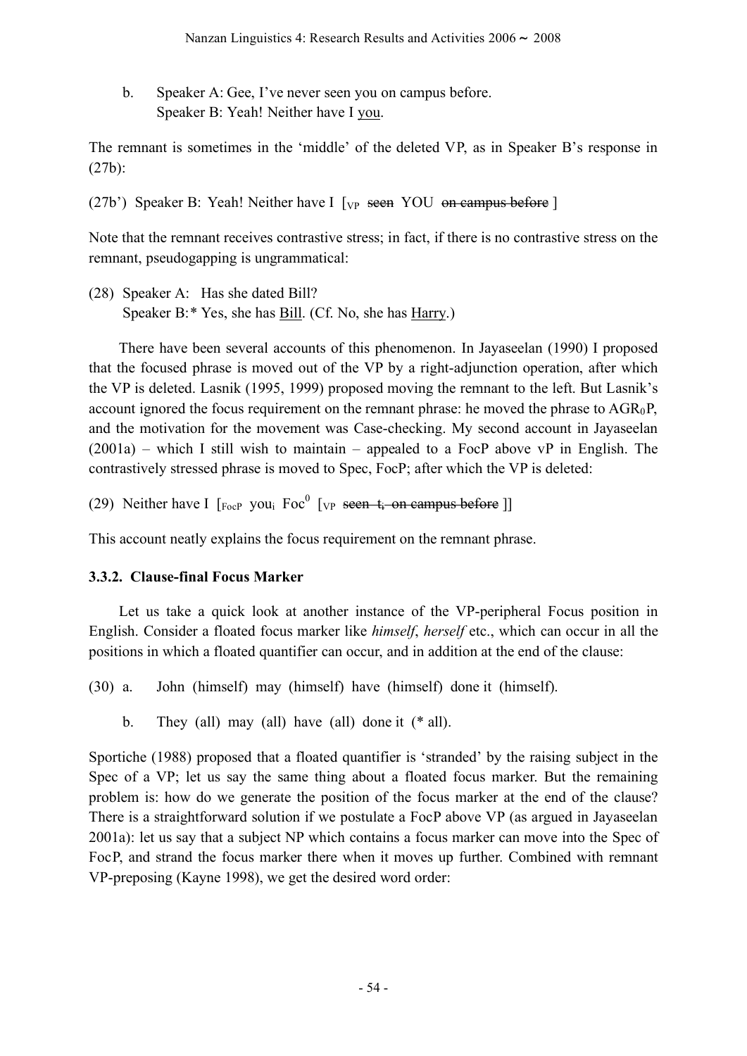b. Speaker A: Gee, I've never seen you on campus before.
   Speaker B: Yeah! Neither have I <u>you</u>.

The remnant is sometimes in the 'middle' of the deleted VP, as in Speaker B's response in (27b):

(27b') Speaker B: Yeah! Neither have I [$_{VP}$ ~~seen~~ YOU ~~on campus before~~ ]

Note that the remnant receives contrastive stress; in fact, if there is no contrastive stress on the remnant, pseudogapping is ungrammatical:

(28) Speaker A: Has she dated Bill?
     Speaker B:* Yes, she has <u>Bill</u>. (Cf. No, she has <u>Harry</u>.)

There have been several accounts of this phenomenon. In Jayaseelan (1990) I proposed that the focused phrase is moved out of the VP by a right-adjunction operation, after which the VP is deleted. Lasnik (1995, 1999) proposed moving the remnant to the left. But Lasnik's account ignored the focus requirement on the remnant phrase: he moved the phrase to $AGR_0P$, and the motivation for the movement was Case-checking. My second account in Jayaseelan (2001a) – which I still wish to maintain – appealed to a FocP above vP in English. The contrastively stressed phrase is moved to Spec, FocP; after which the VP is deleted:

(29) Neither have I [$_{FocP}$ you$_i$ Foc$^0$ [$_{VP}$ ~~seen $t_i$ on campus before~~ ]]

This account neatly explains the focus requirement on the remnant phrase.

### 3.3.2. Clause-final Focus Marker

Let us take a quick look at another instance of the VP-peripheral Focus position in English. Consider a floated focus marker like *himself*, *herself* etc., which can occur in all the positions in which a floated quantifier can occur, and in addition at the end of the clause:

(30) a. John (himself) may (himself) have (himself) done it (himself).

b. They (all) may (all) have (all) done it (* all).

Sportiche (1988) proposed that a floated quantifier is 'stranded' by the raising subject in the Spec of a VP; let us say the same thing about a floated focus marker. But the remaining problem is: how do we generate the position of the focus marker at the end of the clause? There is a straightforward solution if we postulate a FocP above VP (as argued in Jayaseelan 2001a): let us say that a subject NP which contains a focus marker can move into the Spec of FocP, and strand the focus marker there when it moves up further. Combined with remnant VP-preposing (Kayne 1998), we get the desired word order: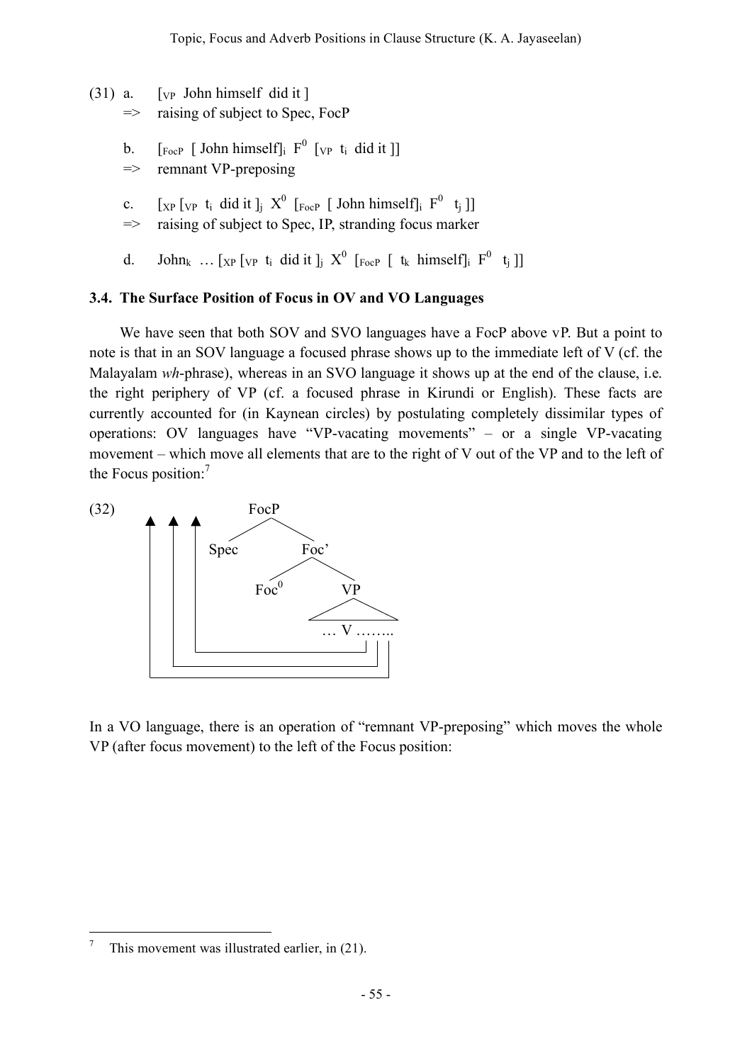(31) a. $[_{VP}$ John himself did it $]$
=> raising of subject to Spec, FocP

b. $[_{FocP}$ [ John himself$]_i$ $F^0$ $[_{VP}$ $t_i$ did it ]]
=> remnant VP-preposing

c. $[_{XP}$ $[_{VP}$ $t_i$ did it $]_j$ $X^0$ $[_{FocP}$ [ John himself$]_i$ $F^0$ $t_j$ ]]
=> raising of subject to Spec, IP, stranding focus marker

d. John$_k$ … $[_{XP}$ $[_{VP}$ $t_i$ did it $]_j$ $X^0$ $[_{FocP}$ [ $t_k$ himself$]_i$ $F^0$ $t_j$ ]]

### 3.4. The Surface Position of Focus in OV and VO Languages

We have seen that both SOV and SVO languages have a FocP above vP. But a point to note is that in an SOV language a focused phrase shows up to the immediate left of V (cf. the Malayalam *wh*-phrase), whereas in an SVO language it shows up at the end of the clause, i.e. the right periphery of VP (cf. a focused phrase in Kirundi or English). These facts are currently accounted for (in Kaynean circles) by postulating completely dissimilar types of operations: OV languages have "VP-vacating movements" – or a single VP-vacating movement – which move all elements that are to the right of V out of the VP and to the left of the Focus position:[7]

(32)
```
 ▲ ▲ ▲        FocP
 | | |       /    \
 | | |    Spec    Foc'
 | | |           /    \
 | | |        Foc0     VP
 | | |                /  \
 | | |              … V ……..
 | | |________________|
 | |__________________|
 |____________________|
```

In a VO language, there is an operation of "remnant VP-preposing" which moves the whole VP (after focus movement) to the left of the Focus position:

---

[7] This movement was illustrated earlier, in (21).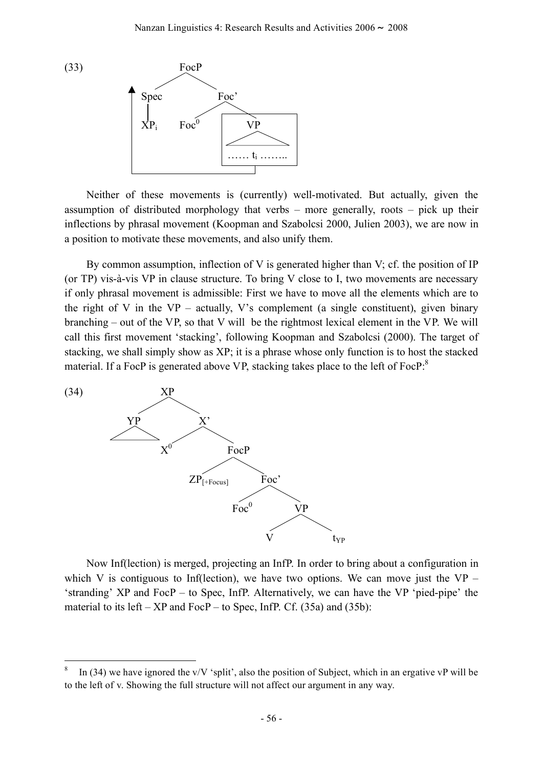(33)

```
            FocP
           /    \
       Spec      Foc'
        |       /    \
       XP_i   Foc^0   VP
                     /\
                  …… t_i ……..
```

Neither of these movements is (currently) well-motivated. But actually, given the assumption of distributed morphology that verbs – more generally, roots – pick up their inflections by phrasal movement (Koopman and Szabolcsi 2000, Julien 2003), we are now in a position to motivate these movements, and also unify them.

By common assumption, inflection of V is generated higher than V; cf. the position of IP (or TP) vis-à-vis VP in clause structure. To bring V close to I, two movements are necessary if only phrasal movement is admissible: First we have to move all the elements which are to the right of V in the VP – actually, V's complement (a single constituent), given binary branching – out of the VP, so that V will be the rightmost lexical element in the VP. We will call this first movement 'stacking', following Koopman and Szabolcsi (2000). The target of stacking, we shall simply show as XP; it is a phrase whose only function is to host the stacked material. If a FocP is generated above VP, stacking takes place to the left of FocP:[8]

(34)

```
          XP
         /  \
       YP    X'
            /  \
          X^0   FocP
               /    \
      ZP[+Focus]    Foc'
                   /    \
                Foc^0    VP
                        /  \
                       V    t_YP
```

Now Inf(lection) is merged, projecting an InfP. In order to bring about a configuration in which V is contiguous to Inf(lection), we have two options. We can move just the VP – 'stranding' XP and FocP – to Spec, InfP. Alternatively, we can have the VP 'pied-pipe' the material to its left – XP and FocP – to Spec, InfP. Cf. (35a) and (35b):

[8] In (34) we have ignored the v/V 'split', also the position of Subject, which in an ergative vP will be to the left of v. Showing the full structure will not affect our argument in any way.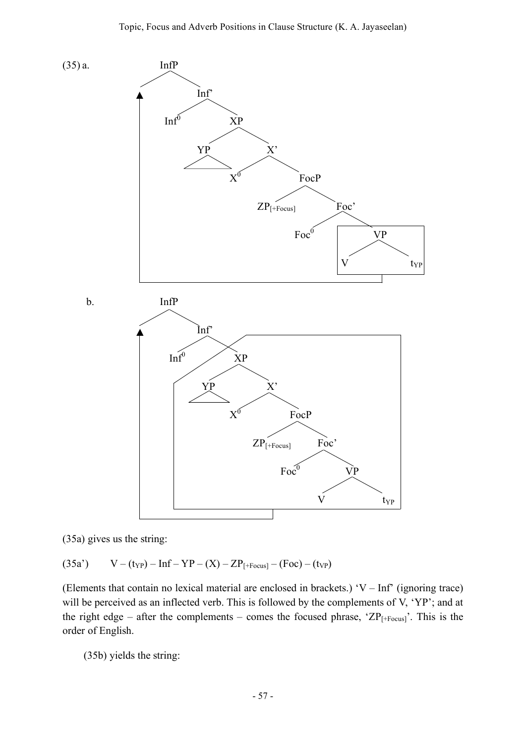(35) a. [tree diagram]

b. [tree diagram]

(35a) gives us the string:

(35a') V – ($t_{YP}$) – Inf – YP – (X) – $ZP_{[+Focus]}$ – (Foc) – ($t_{VP}$)

(Elements that contain no lexical material are enclosed in brackets.) 'V – Inf' (ignoring trace) will be perceived as an inflected verb. This is followed by the complements of V, 'YP'; and at the right edge – after the complements – comes the focused phrase, '$ZP_{[+Focus]}$'. This is the order of English.

(35b) yields the string: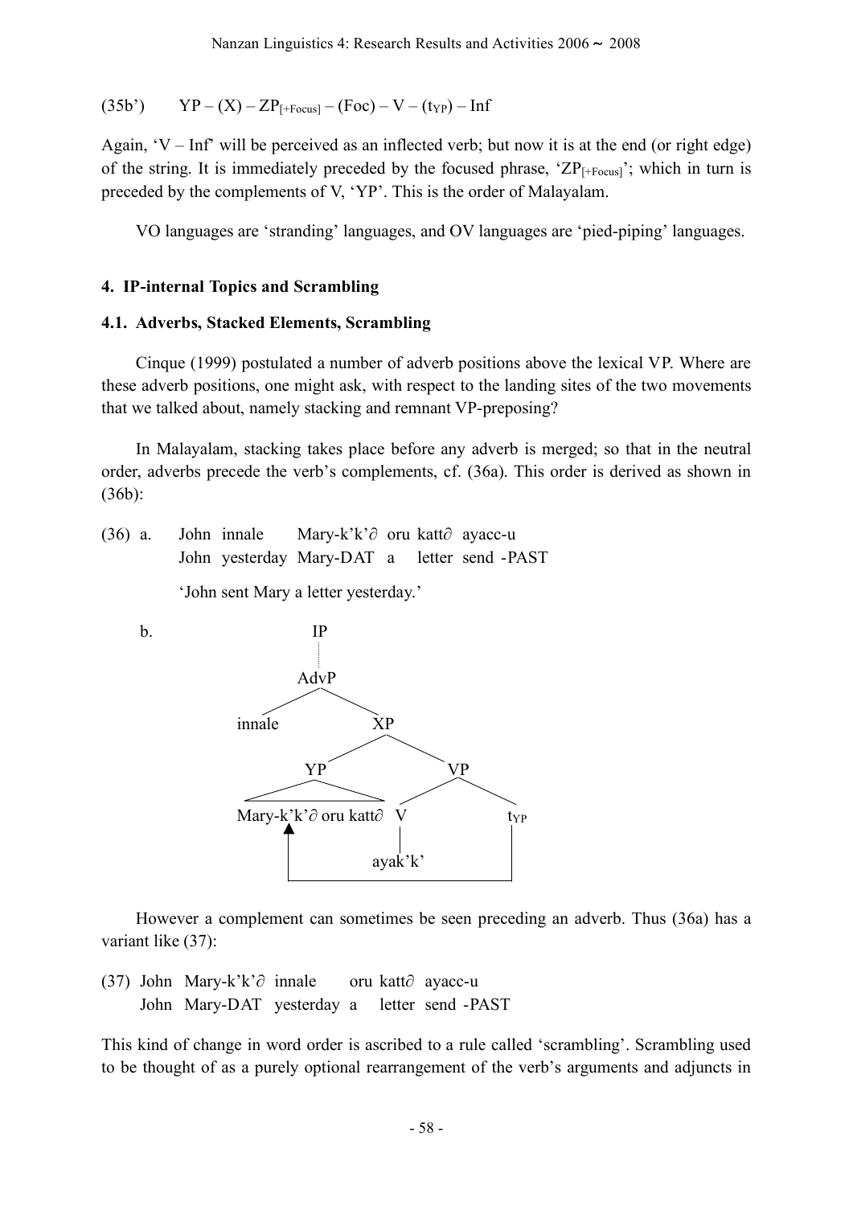(35b')  YP – (X) – $ZP_{[+Focus]}$ – (Foc) – V – ($t_{YP}$) – Inf

Again, 'V – Inf' will be perceived as an inflected verb; but now it is at the end (or right edge) of the string. It is immediately preceded by the focused phrase, '$ZP_{[+Focus]}$'; which in turn is preceded by the complements of V, 'YP'. This is the order of Malayalam.

VO languages are 'stranding' languages, and OV languages are 'pied-piping' languages.

## 4. IP-internal Topics and Scrambling

### 4.1. Adverbs, Stacked Elements, Scrambling

Cinque (1999) postulated a number of adverb positions above the lexical VP. Where are these adverb positions, one might ask, with respect to the landing sites of the two movements that we talked about, namely stacking and remnant VP-preposing?

In Malayalam, stacking takes place before any adverb is merged; so that in the neutral order, adverbs precede the verb's complements, cf. (36a). This order is derived as shown in (36b):

(36) a. John innale Mary-k'k'∂ oru katt∂ ayacc-u
John yesterday Mary-DAT a letter send -PAST

'John sent Mary a letter yesterday.'

b.

```
IP
 :
AdvP
├── innale
└── XP
    ├── YP
    │   └── Mary-k'k'∂ oru katt∂   ◄──┐
    └── VP                            │
        ├── V                         │
        │   └── ayak'k'               │
        └── t_YP ─────────────────────┘
```

However a complement can sometimes be seen preceding an adverb. Thus (36a) has a variant like (37):

(37) John Mary-k'k'∂ innale oru katt∂ ayacc-u
John Mary-DAT yesterday a letter send -PAST

This kind of change in word order is ascribed to a rule called 'scrambling'. Scrambling used to be thought of as a purely optional rearrangement of the verb's arguments and adjuncts in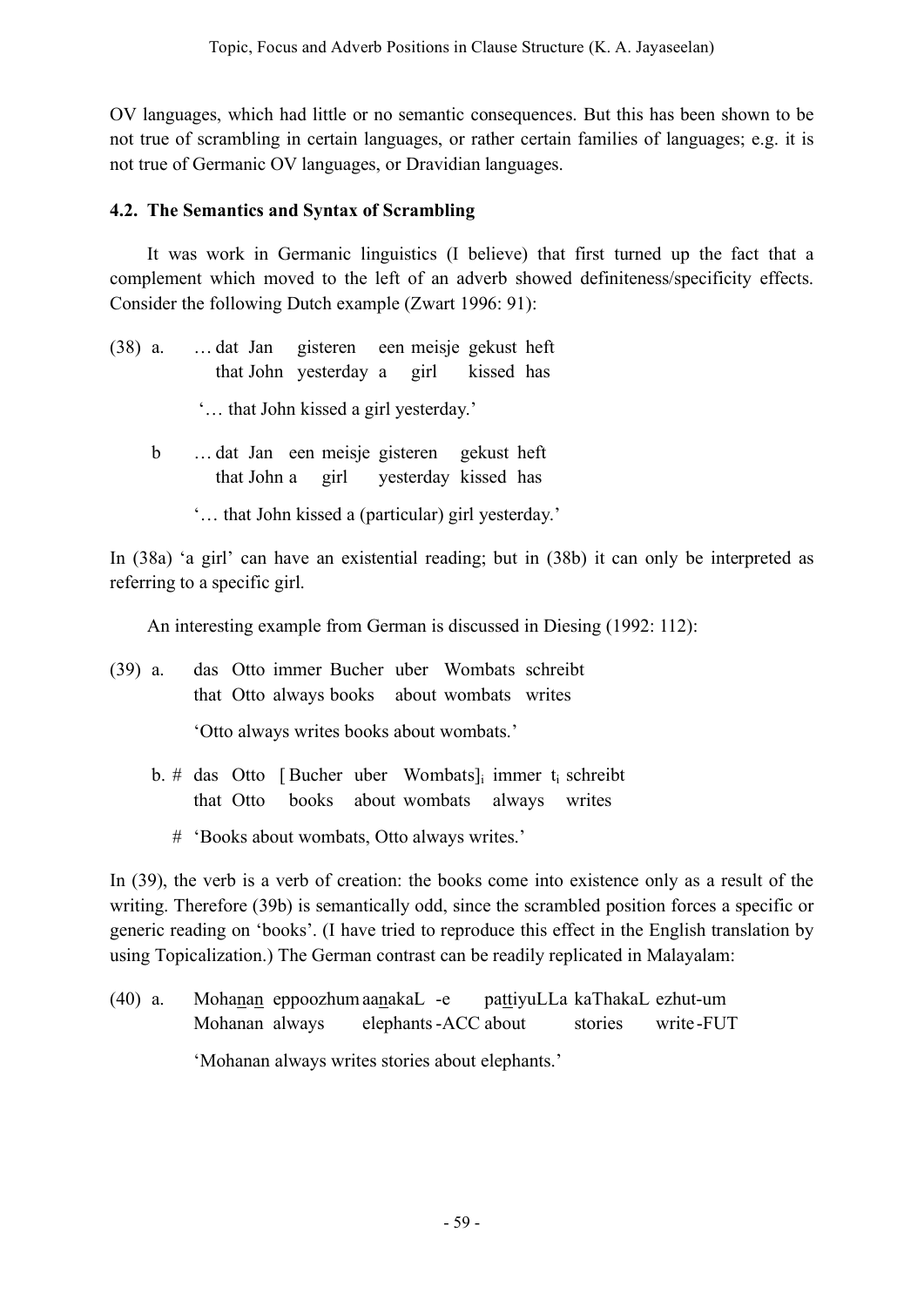OV languages, which had little or no semantic consequences. But this has been shown to be not true of scrambling in certain languages, or rather certain families of languages; e.g. it is not true of Germanic OV languages, or Dravidian languages.

### 4.2. The Semantics and Syntax of Scrambling

It was work in Germanic linguistics (I believe) that first turned up the fact that a complement which moved to the left of an adverb showed definiteness/specificity effects. Consider the following Dutch example (Zwart 1996: 91):

(38) a. … dat Jan gisteren een meisje gekust heft
that John yesterday a girl kissed has

'… that John kissed a girl yesterday.'

b … dat Jan een meisje gisteren gekust heft
that John a girl yesterday kissed has

'… that John kissed a (particular) girl yesterday.'

In (38a) 'a girl' can have an existential reading; but in (38b) it can only be interpreted as referring to a specific girl.

An interesting example from German is discussed in Diesing (1992: 112):

(39) a. das Otto immer Bucher uber Wombats schreibt
that Otto always books about wombats writes

'Otto always writes books about wombats.'

b. # das Otto [Bucher uber Wombats]$_i$ immer t$_i$ schreibt
that Otto books about wombats always writes

# 'Books about wombats, Otto always writes.'

In (39), the verb is a verb of creation: the books come into existence only as a result of the writing. Therefore (39b) is semantically odd, since the scrambled position forces a specific or generic reading on 'books'. (I have tried to reproduce this effect in the English translation by using Topicalization.) The German contrast can be readily replicated in Malayalam:

(40) a. Mohanan eppoozhum aanakaL -e pattiyuLLa kaThakaL ezhut-um
Mohanan always elephants -ACC about stories write -FUT

'Mohanan always writes stories about elephants.'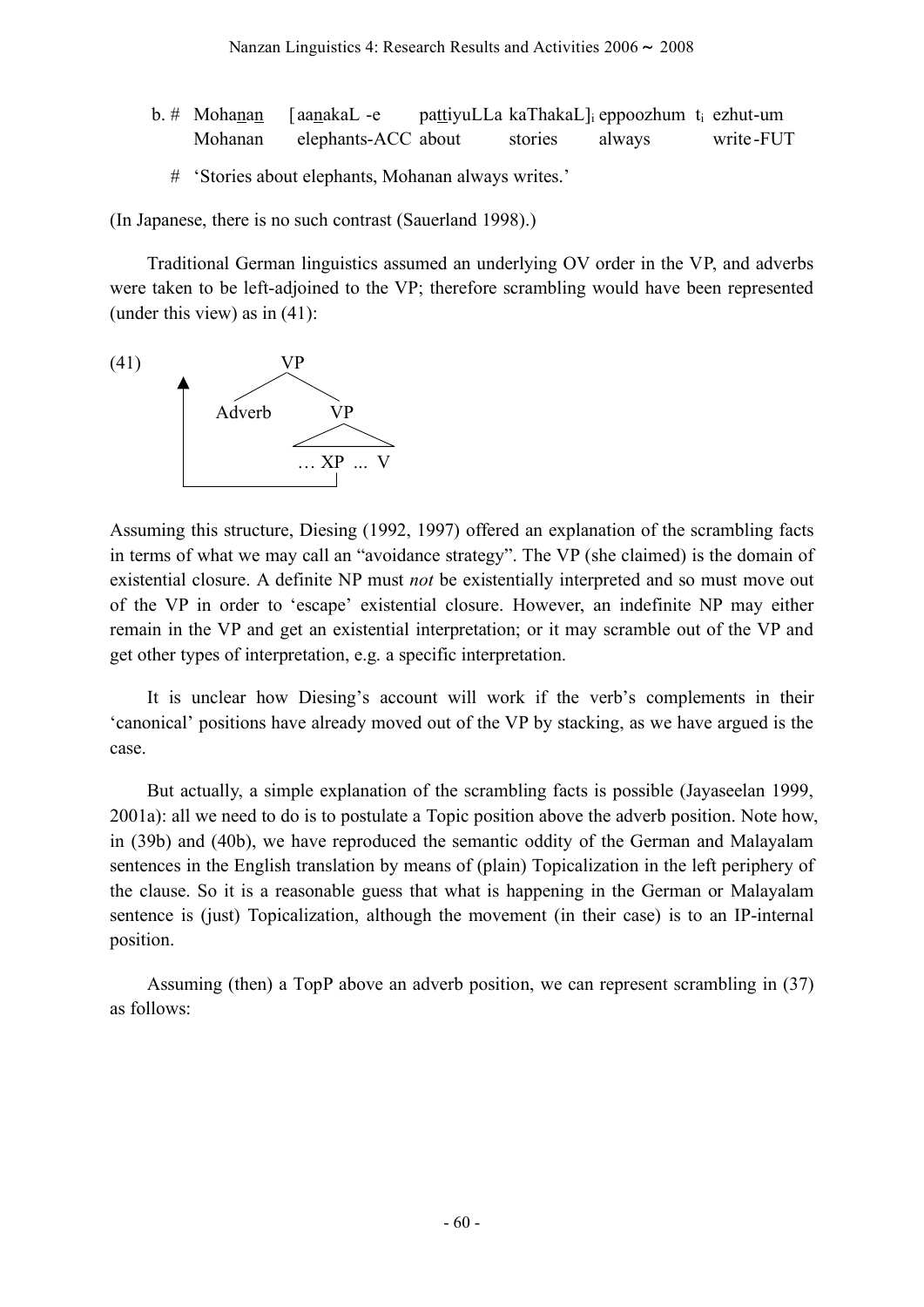b. # Moha<u>n</u>an [aa<u>n</u>akaL -e pa<u>tt</u>iyuLLa kaThakaL]$_i$ eppoozhum t$_i$ ezhut-um
Mohanan elephants-ACC about stories always write-FUT

\# 'Stories about elephants, Mohanan always writes.'

(In Japanese, there is no such contrast (Sauerland 1998).)

Traditional German linguistics assumed an underlying OV order in the VP, and adverbs were taken to be left-adjoined to the VP; therefore scrambling would have been represented (under this view) as in (41):

```
(41)           VP
          ▲   /    \
          |  Adverb  VP
          |         /  \
          |        … XP ... V
          |__________|
```

Assuming this structure, Diesing (1992, 1997) offered an explanation of the scrambling facts in terms of what we may call an "avoidance strategy". The VP (she claimed) is the domain of existential closure. A definite NP must *not* be existentially interpreted and so must move out of the VP in order to 'escape' existential closure. However, an indefinite NP may either remain in the VP and get an existential interpretation; or it may scramble out of the VP and get other types of interpretation, e.g. a specific interpretation.

It is unclear how Diesing's account will work if the verb's complements in their 'canonical' positions have already moved out of the VP by stacking, as we have argued is the case.

But actually, a simple explanation of the scrambling facts is possible (Jayaseelan 1999, 2001a): all we need to do is to postulate a Topic position above the adverb position. Note how, in (39b) and (40b), we have reproduced the semantic oddity of the German and Malayalam sentences in the English translation by means of (plain) Topicalization in the left periphery of the clause. So it is a reasonable guess that what is happening in the German or Malayalam sentence is (just) Topicalization, although the movement (in their case) is to an IP-internal position.

Assuming (then) a TopP above an adverb position, we can represent scrambling in (37) as follows: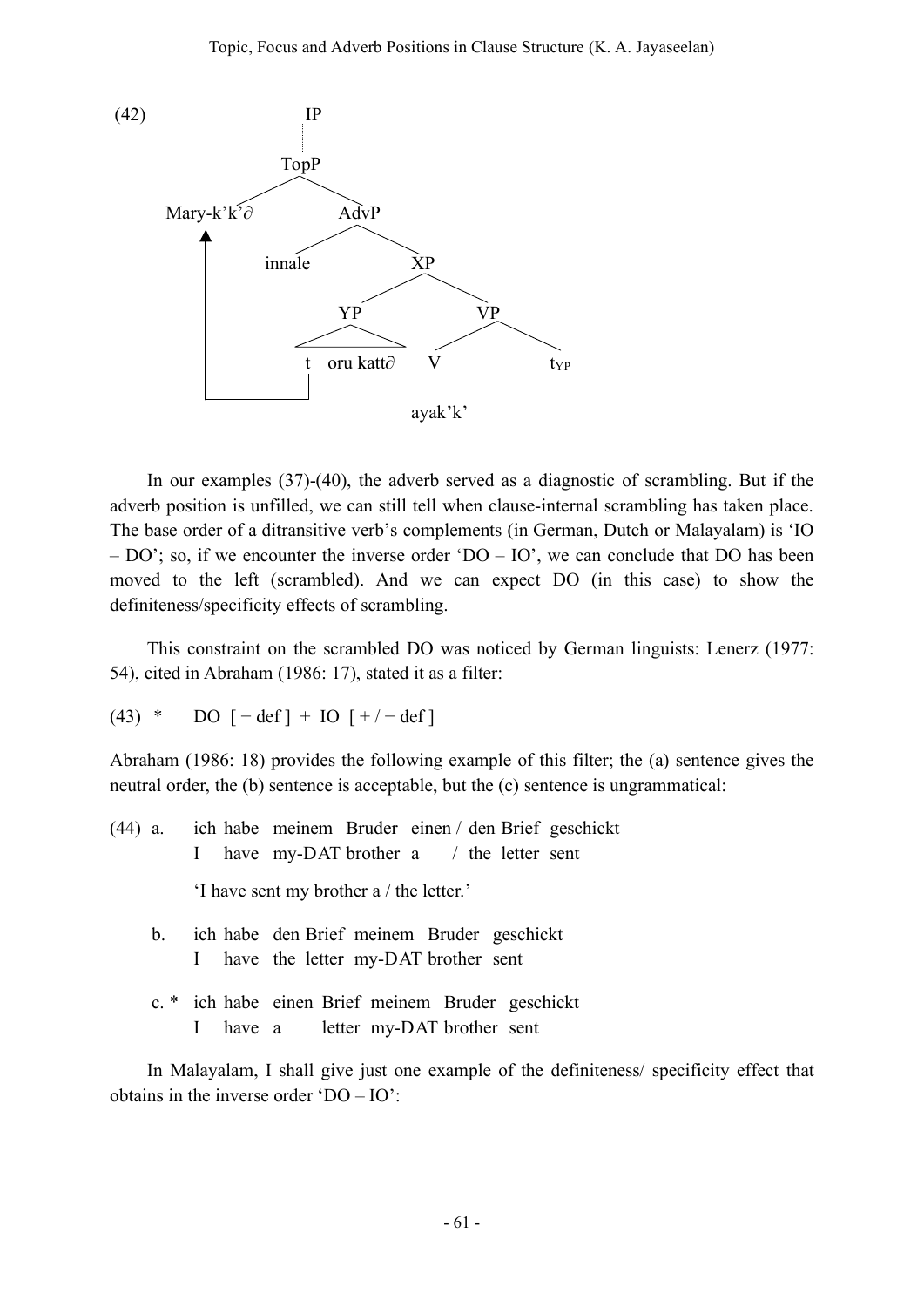(42)

```
                    IP
                    :
                   TopP
                  /    \
        Mary-k'k'∂      AdvP
             ▲         /    \
             |    innale     XP
             |              /  \
             |            YP    VP
             |           /\    /  \
             |     t  oru katt∂  V    t_YP
             |     |             |
             └─────┘           ayak'k'
```

In our examples (37)-(40), the adverb served as a diagnostic of scrambling. But if the adverb position is unfilled, we can still tell when clause-internal scrambling has taken place. The base order of a ditransitive verb's complements (in German, Dutch or Malayalam) is 'IO – DO'; so, if we encounter the inverse order 'DO – IO', we can conclude that DO has been moved to the left (scrambled). And we can expect DO (in this case) to show the definiteness/specificity effects of scrambling.

This constraint on the scrambled DO was noticed by German linguists: Lenerz (1977: 54), cited in Abraham (1986: 17), stated it as a filter:

(43) * DO [ − def ] + IO [ + / − def ]

Abraham (1986: 18) provides the following example of this filter; the (a) sentence gives the neutral order, the (b) sentence is acceptable, but the (c) sentence is ungrammatical:

(44) a. ich habe meinem Bruder einen / den Brief geschickt
I have my-DAT brother a / the letter sent

'I have sent my brother a / the letter.'

b. ich habe den Brief meinem Bruder geschickt
I have the letter my-DAT brother sent

c. * ich habe einen Brief meinem Bruder geschickt
I have a letter my-DAT brother sent

In Malayalam, I shall give just one example of the definiteness/ specificity effect that obtains in the inverse order 'DO – IO':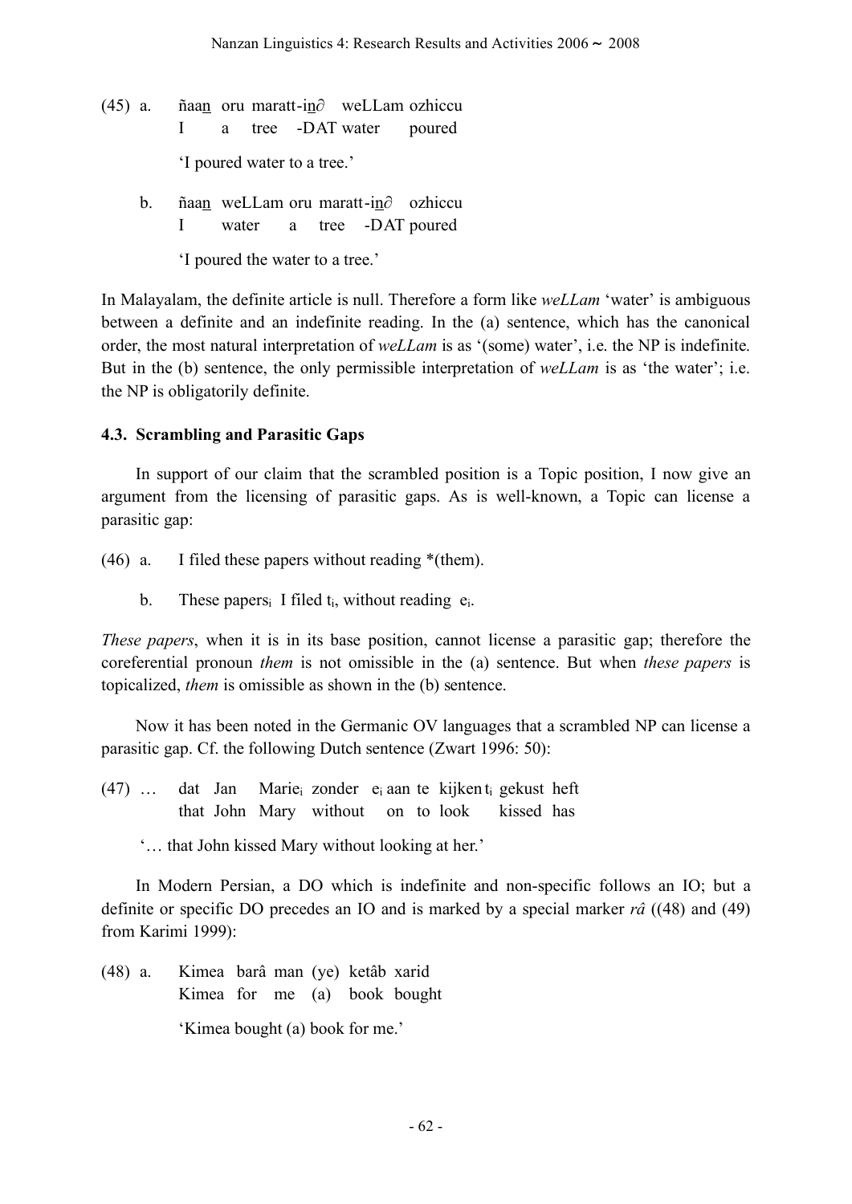(45) a. ñaa<u>n</u> oru maratt-i<u>n</u>∂ weLLam ozhiccu
I a tree -DAT water poured

'I poured water to a tree.'

b. ñaa<u>n</u> weLLam oru maratt-i<u>n</u>∂ ozhiccu
I water a tree -DAT poured

'I poured the water to a tree.'

In Malayalam, the definite article is null. Therefore a form like *weLLam* 'water' is ambiguous between a definite and an indefinite reading. In the (a) sentence, which has the canonical order, the most natural interpretation of *weLLam* is as '(some) water', i.e. the NP is indefinite. But in the (b) sentence, the only permissible interpretation of *weLLam* is as 'the water'; i.e. the NP is obligatorily definite.

### 4.3. Scrambling and Parasitic Gaps

In support of our claim that the scrambled position is a Topic position, I now give an argument from the licensing of parasitic gaps. As is well-known, a Topic can license a parasitic gap:

(46) a. I filed these papers without reading *(them).

b. These papers$_i$ I filed $t_i$, without reading $e_i$.

*These papers*, when it is in its base position, cannot license a parasitic gap; therefore the coreferential pronoun *them* is not omissible in the (a) sentence. But when *these papers* is topicalized, *them* is omissible as shown in the (b) sentence.

Now it has been noted in the Germanic OV languages that a scrambled NP can license a parasitic gap. Cf. the following Dutch sentence (Zwart 1996: 50):

(47) … dat Jan Marie$_i$ zonder $e_i$ aan te kijken $t_i$ gekust heft
that John Mary without on to look kissed has

'… that John kissed Mary without looking at her.'

In Modern Persian, a DO which is indefinite and non-specific follows an IO; but a definite or specific DO precedes an IO and is marked by a special marker *râ* ((48) and (49) from Karimi 1999):

(48) a. Kimea barâ man (ye) ketâb xarid
Kimea for me (a) book bought

'Kimea bought (a) book for me.'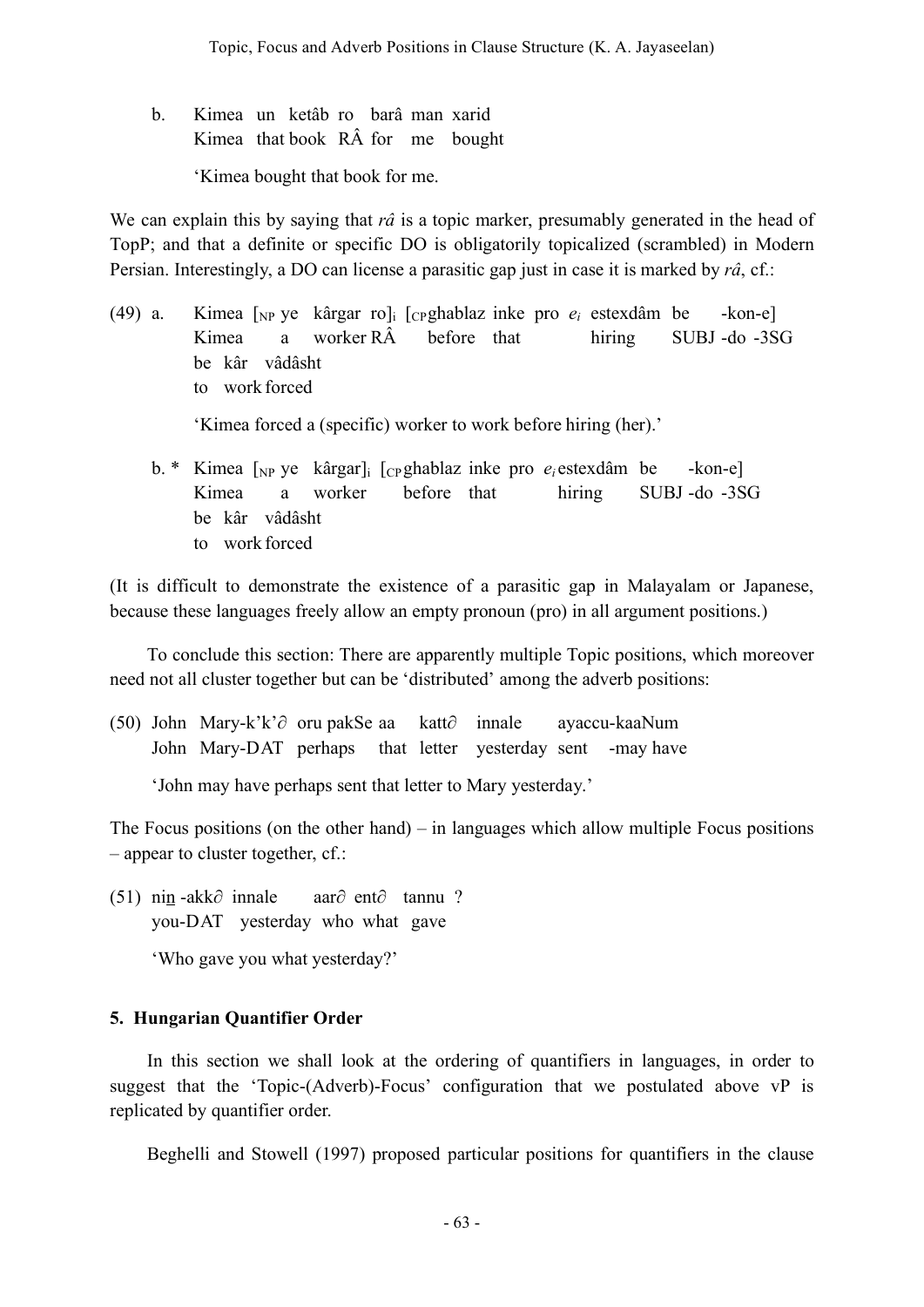b. Kimea un ketâb ro barâ man xarid
   Kimea that book RÂ for me bought

   'Kimea bought that book for me.

We can explain this by saying that *râ* is a topic marker, presumably generated in the head of TopP; and that a definite or specific DO is obligatorily topicalized (scrambled) in Modern Persian. Interestingly, a DO can license a parasitic gap just in case it is marked by *râ*, cf.:

(49) a. Kimea [$_{NP}$ ye kârgar ro]$_i$ [$_{CP}$ghablaz inke pro $e_i$ estexdâm be -kon-e]
   Kimea a worker RÂ before that hiring SUBJ -do -3SG
   be kâr vâdâsht
   to work forced

   'Kimea forced a (specific) worker to work before hiring (her).'

b. * Kimea [$_{NP}$ ye kârgar]$_i$ [$_{CP}$ghablaz inke pro $e_i$ estexdâm be -kon-e]
   Kimea a worker before that hiring SUBJ -do -3SG
   be kâr vâdâsht
   to work forced

(It is difficult to demonstrate the existence of a parasitic gap in Malayalam or Japanese, because these languages freely allow an empty pronoun (pro) in all argument positions.)

To conclude this section: There are apparently multiple Topic positions, which moreover need not all cluster together but can be 'distributed' among the adverb positions:

(50) John Mary-k'k'∂ oru pakSe aa katt∂ innale ayaccu-kaaNum
   John Mary-DAT perhaps that letter yesterday sent -may have

   'John may have perhaps sent that letter to Mary yesterday.'

The Focus positions (on the other hand) – in languages which allow multiple Focus positions – appear to cluster together, cf.:

(51) nin̲ -akk∂ innale aar∂ ent∂ tannu ?
   you-DAT yesterday who what gave

   'Who gave you what yesterday?'

## 5. Hungarian Quantifier Order

In this section we shall look at the ordering of quantifiers in languages, in order to suggest that the 'Topic-(Adverb)-Focus' configuration that we postulated above vP is replicated by quantifier order.

Beghelli and Stowell (1997) proposed particular positions for quantifiers in the clause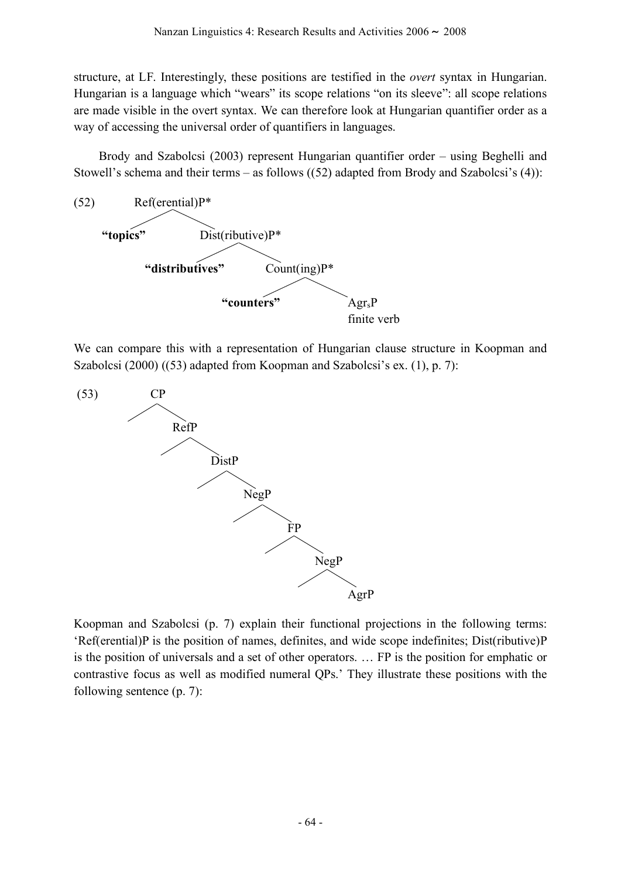structure, at LF. Interestingly, these positions are testified in the *overt* syntax in Hungarian. Hungarian is a language which "wears" its scope relations "on its sleeve": all scope relations are made visible in the overt syntax. We can therefore look at Hungarian quantifier order as a way of accessing the universal order of quantifiers in languages.

Brody and Szabolcsi (2003) represent Hungarian quantifier order – using Beghelli and Stowell's schema and their terms – as follows ((52) adapted from Brody and Szabolcsi's (4)):

```
(52)      Ref(erential)P*
         /            \
   "topics"        Dist(ributive)P*
                   /             \
          "distributives"      Count(ing)P*
                               /          \
                         "counters"      AgrsP
                                         finite verb
```

We can compare this with a representation of Hungarian clause structure in Koopman and Szabolcsi (2000) ((53) adapted from Koopman and Szabolcsi's ex. (1), p. 7):

```
(53)        CP
           /  \
              RefP
             /  \
                DistP
               /  \
                  NegP
                 /  \
                    FP
                   /  \
                      NegP
                     /  \
                        AgrP
```

Koopman and Szabolcsi (p. 7) explain their functional projections in the following terms: 'Ref(erential)P is the position of names, definites, and wide scope indefinites; Dist(ributive)P is the position of universals and a set of other operators. … FP is the position for emphatic or contrastive focus as well as modified numeral QPs.' They illustrate these positions with the following sentence (p. 7):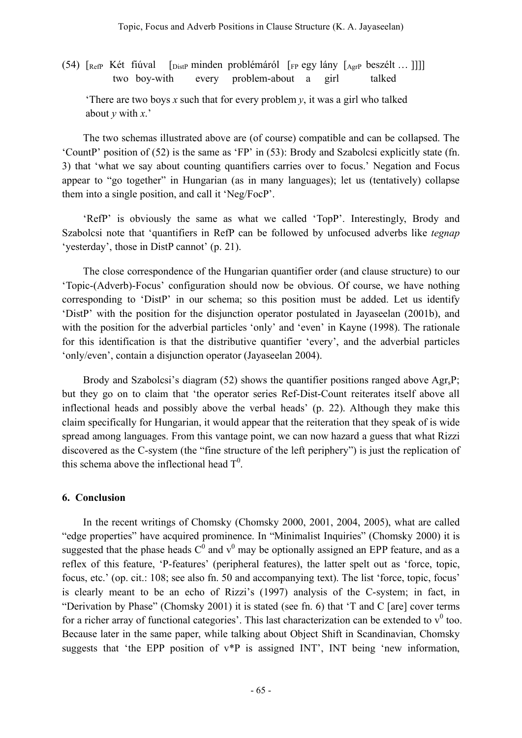(54) [$_{RefP}$ Két fiúval [$_{DistP}$ minden problémáról [$_{FP}$ egy lány [$_{AgrP}$ beszélt … ]]]]
two boy-with every problem-about a girl talked

'There are two boys *x* such that for every problem *y*, it was a girl who talked about *y* with *x*.'

The two schemas illustrated above are (of course) compatible and can be collapsed. The 'CountP' position of (52) is the same as 'FP' in (53): Brody and Szabolcsi explicitly state (fn. 3) that 'what we say about counting quantifiers carries over to focus.' Negation and Focus appear to "go together" in Hungarian (as in many languages); let us (tentatively) collapse them into a single position, and call it 'Neg/FocP'.

'RefP' is obviously the same as what we called 'TopP'. Interestingly, Brody and Szabolcsi note that 'quantifiers in RefP can be followed by unfocused adverbs like *tegnap* 'yesterday', those in DistP cannot' (p. 21).

The close correspondence of the Hungarian quantifier order (and clause structure) to our 'Topic-(Adverb)-Focus' configuration should now be obvious. Of course, we have nothing corresponding to 'DistP' in our schema; so this position must be added. Let us identify 'DistP' with the position for the disjunction operator postulated in Jayaseelan (2001b), and with the position for the adverbial particles 'only' and 'even' in Kayne (1998). The rationale for this identification is that the distributive quantifier 'every', and the adverbial particles 'only/even', contain a disjunction operator (Jayaseelan 2004).

Brody and Szabolcsi's diagram (52) shows the quantifier positions ranged above $Agr_sP$; but they go on to claim that 'the operator series Ref-Dist-Count reiterates itself above all inflectional heads and possibly above the verbal heads' (p. 22). Although they make this claim specifically for Hungarian, it would appear that the reiteration that they speak of is wide spread among languages. From this vantage point, we can now hazard a guess that what Rizzi discovered as the C-system (the "fine structure of the left periphery") is just the replication of this schema above the inflectional head $T^0$.

## 6. Conclusion

In the recent writings of Chomsky (Chomsky 2000, 2001, 2004, 2005), what are called "edge properties" have acquired prominence. In "Minimalist Inquiries" (Chomsky 2000) it is suggested that the phase heads $C^0$ and $v^0$ may be optionally assigned an EPP feature, and as a reflex of this feature, 'P-features' (peripheral features), the latter spelt out as 'force, topic, focus, etc.' (op. cit.: 108; see also fn. 50 and accompanying text). The list 'force, topic, focus' is clearly meant to be an echo of Rizzi's (1997) analysis of the C-system; in fact, in "Derivation by Phase" (Chomsky 2001) it is stated (see fn. 6) that 'T and C [are] cover terms for a richer array of functional categories'. This last characterization can be extended to $v^0$ too. Because later in the same paper, while talking about Object Shift in Scandinavian, Chomsky suggests that 'the EPP position of v*P is assigned INT', INT being 'new information,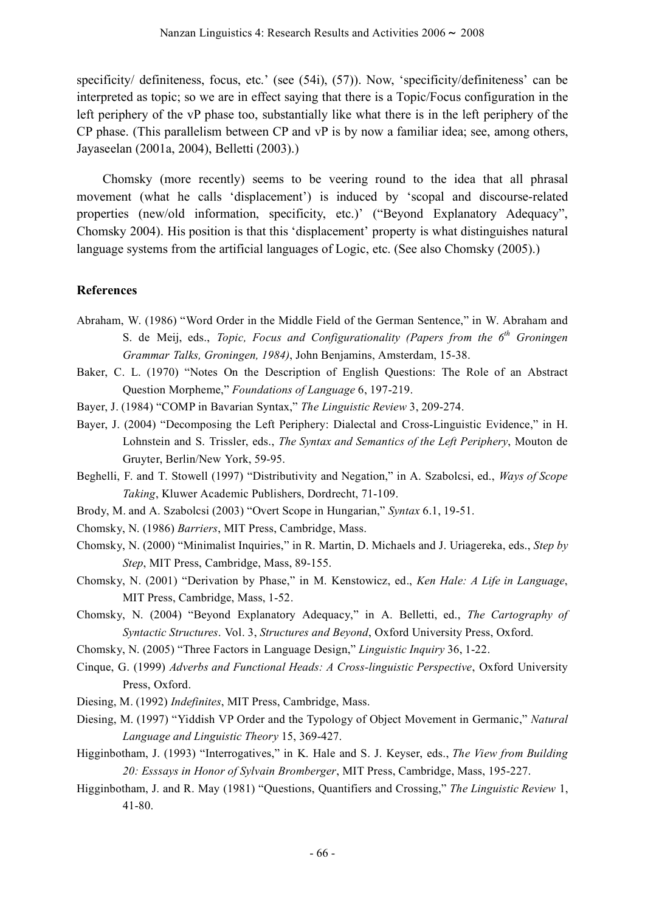specificity/ definiteness, focus, etc.' (see (54i), (57)). Now, 'specificity/definiteness' can be interpreted as topic; so we are in effect saying that there is a Topic/Focus configuration in the left periphery of the vP phase too, substantially like what there is in the left periphery of the CP phase. (This parallelism between CP and vP is by now a familiar idea; see, among others, Jayaseelan (2001a, 2004), Belletti (2003).)

Chomsky (more recently) seems to be veering round to the idea that all phrasal movement (what he calls 'displacement') is induced by 'scopal and discourse-related properties (new/old information, specificity, etc.)' ("Beyond Explanatory Adequacy", Chomsky 2004). His position is that this 'displacement' property is what distinguishes natural language systems from the artificial languages of Logic, etc. (See also Chomsky (2005).)

## References

Abraham, W. (1986) "Word Order in the Middle Field of the German Sentence," in W. Abraham and S. de Meij, eds., *Topic, Focus and Configurationality (Papers from the 6th Groningen Grammar Talks, Groningen, 1984)*, John Benjamins, Amsterdam, 15-38.

Baker, C. L. (1970) "Notes On the Description of English Questions: The Role of an Abstract Question Morpheme," *Foundations of Language* 6, 197-219.

Bayer, J. (1984) "COMP in Bavarian Syntax," *The Linguistic Review* 3, 209-274.

Bayer, J. (2004) "Decomposing the Left Periphery: Dialectal and Cross-Linguistic Evidence," in H. Lohnstein and S. Trissler, eds., *The Syntax and Semantics of the Left Periphery*, Mouton de Gruyter, Berlin/New York, 59-95.

Beghelli, F. and T. Stowell (1997) "Distributivity and Negation," in A. Szabolcsi, ed., *Ways of Scope Taking*, Kluwer Academic Publishers, Dordrecht, 71-109.

Brody, M. and A. Szabolcsi (2003) "Overt Scope in Hungarian," *Syntax* 6.1, 19-51.

Chomsky, N. (1986) *Barriers*, MIT Press, Cambridge, Mass.

Chomsky, N. (2000) "Minimalist Inquiries," in R. Martin, D. Michaels and J. Uriagereka, eds., *Step by Step*, MIT Press, Cambridge, Mass, 89-155.

Chomsky, N. (2001) "Derivation by Phase," in M. Kenstowicz, ed., *Ken Hale: A Life in Language*, MIT Press, Cambridge, Mass, 1-52.

Chomsky, N. (2004) "Beyond Explanatory Adequacy," in A. Belletti, ed., *The Cartography of Syntactic Structures*. Vol. 3, *Structures and Beyond*, Oxford University Press, Oxford.

Chomsky, N. (2005) "Three Factors in Language Design," *Linguistic Inquiry* 36, 1-22.

Cinque, G. (1999) *Adverbs and Functional Heads: A Cross-linguistic Perspective*, Oxford University Press, Oxford.

Diesing, M. (1992) *Indefinites*, MIT Press, Cambridge, Mass.

Diesing, M. (1997) "Yiddish VP Order and the Typology of Object Movement in Germanic," *Natural Language and Linguistic Theory* 15, 369-427.

Higginbotham, J. (1993) "Interrogatives," in K. Hale and S. J. Keyser, eds., *The View from Building 20: Esssays in Honor of Sylvain Bromberger*, MIT Press, Cambridge, Mass, 195-227.

Higginbotham, J. and R. May (1981) "Questions, Quantifiers and Crossing," *The Linguistic Review* 1, 41-80.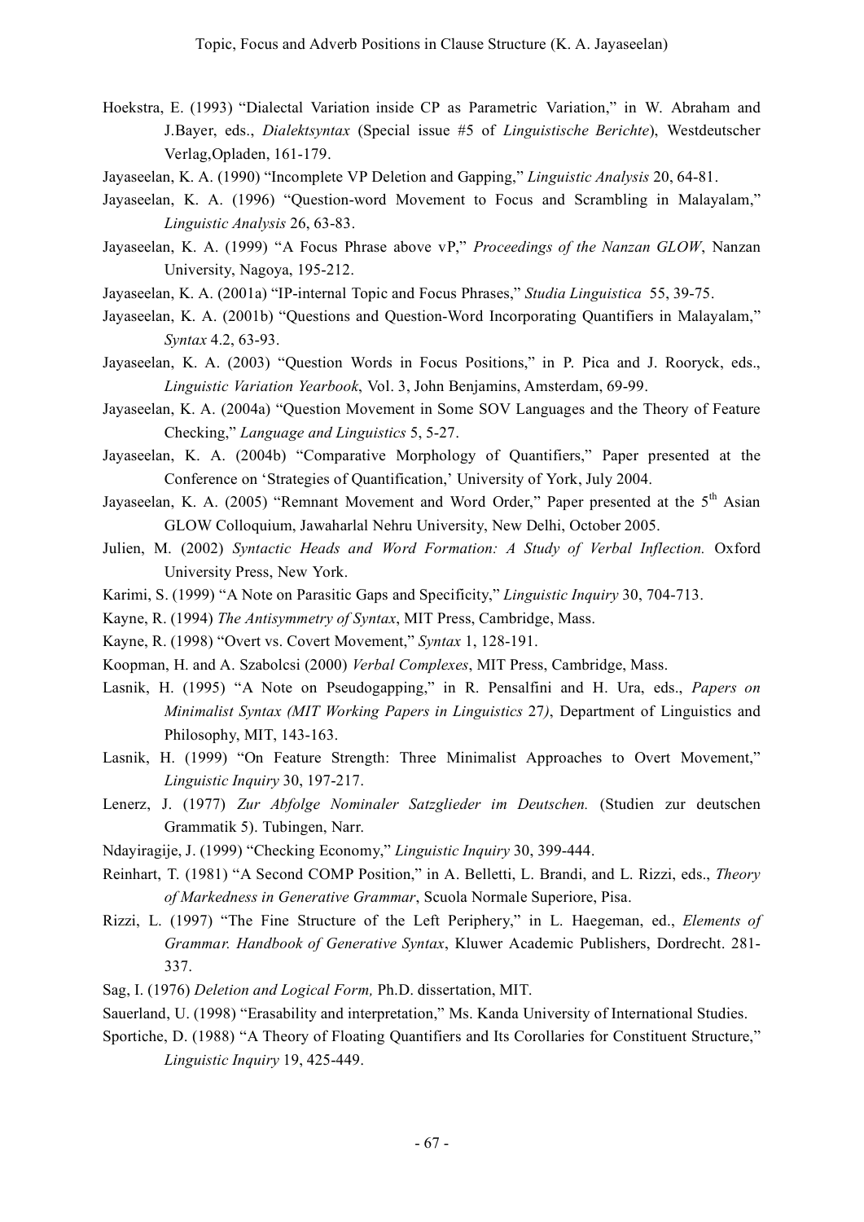Hoekstra, E. (1993) "Dialectal Variation inside CP as Parametric Variation," in W. Abraham and J.Bayer, eds., *Dialektsyntax* (Special issue #5 of *Linguistische Berichte*), Westdeutscher Verlag,Opladen, 161-179.

Jayaseelan, K. A. (1990) "Incomplete VP Deletion and Gapping," *Linguistic Analysis* 20, 64-81.

Jayaseelan, K. A. (1996) "Question-word Movement to Focus and Scrambling in Malayalam," *Linguistic Analysis* 26, 63-83.

Jayaseelan, K. A. (1999) "A Focus Phrase above vP," *Proceedings of the Nanzan GLOW*, Nanzan University, Nagoya, 195-212.

Jayaseelan, K. A. (2001a) "IP-internal Topic and Focus Phrases," *Studia Linguistica* 55, 39-75.

Jayaseelan, K. A. (2001b) "Questions and Question-Word Incorporating Quantifiers in Malayalam," *Syntax* 4.2, 63-93.

Jayaseelan, K. A. (2003) "Question Words in Focus Positions," in P. Pica and J. Rooryck, eds., *Linguistic Variation Yearbook*, Vol. 3, John Benjamins, Amsterdam, 69-99.

Jayaseelan, K. A. (2004a) "Question Movement in Some SOV Languages and the Theory of Feature Checking," *Language and Linguistics* 5, 5-27.

Jayaseelan, K. A. (2004b) "Comparative Morphology of Quantifiers," Paper presented at the Conference on 'Strategies of Quantification,' University of York, July 2004.

Jayaseelan, K. A. (2005) "Remnant Movement and Word Order," Paper presented at the 5th Asian GLOW Colloquium, Jawaharlal Nehru University, New Delhi, October 2005.

Julien, M. (2002) *Syntactic Heads and Word Formation: A Study of Verbal Inflection.* Oxford University Press, New York.

Karimi, S. (1999) "A Note on Parasitic Gaps and Specificity," *Linguistic Inquiry* 30, 704-713.

Kayne, R. (1994) *The Antisymmetry of Syntax*, MIT Press, Cambridge, Mass.

Kayne, R. (1998) "Overt vs. Covert Movement," *Syntax* 1, 128-191.

Koopman, H. and A. Szabolcsi (2000) *Verbal Complexes*, MIT Press, Cambridge, Mass.

Lasnik, H. (1995) "A Note on Pseudogapping," in R. Pensalfini and H. Ura, eds., *Papers on Minimalist Syntax (MIT Working Papers in Linguistics 27)*, Department of Linguistics and Philosophy, MIT, 143-163.

Lasnik, H. (1999) "On Feature Strength: Three Minimalist Approaches to Overt Movement," *Linguistic Inquiry* 30, 197-217.

Lenerz, J. (1977) *Zur Abfolge Nominaler Satzglieder im Deutschen.* (Studien zur deutschen Grammatik 5). Tubingen, Narr.

Ndayiragije, J. (1999) "Checking Economy," *Linguistic Inquiry* 30, 399-444.

Reinhart, T. (1981) "A Second COMP Position," in A. Belletti, L. Brandi, and L. Rizzi, eds., *Theory of Markedness in Generative Grammar*, Scuola Normale Superiore, Pisa.

Rizzi, L. (1997) "The Fine Structure of the Left Periphery," in L. Haegeman, ed., *Elements of Grammar. Handbook of Generative Syntax*, Kluwer Academic Publishers, Dordrecht. 281-337.

Sag, I. (1976) *Deletion and Logical Form,* Ph.D. dissertation, MIT.

Sauerland, U. (1998) "Erasability and interpretation," Ms. Kanda University of International Studies.

Sportiche, D. (1988) "A Theory of Floating Quantifiers and Its Corollaries for Constituent Structure," *Linguistic Inquiry* 19, 425-449.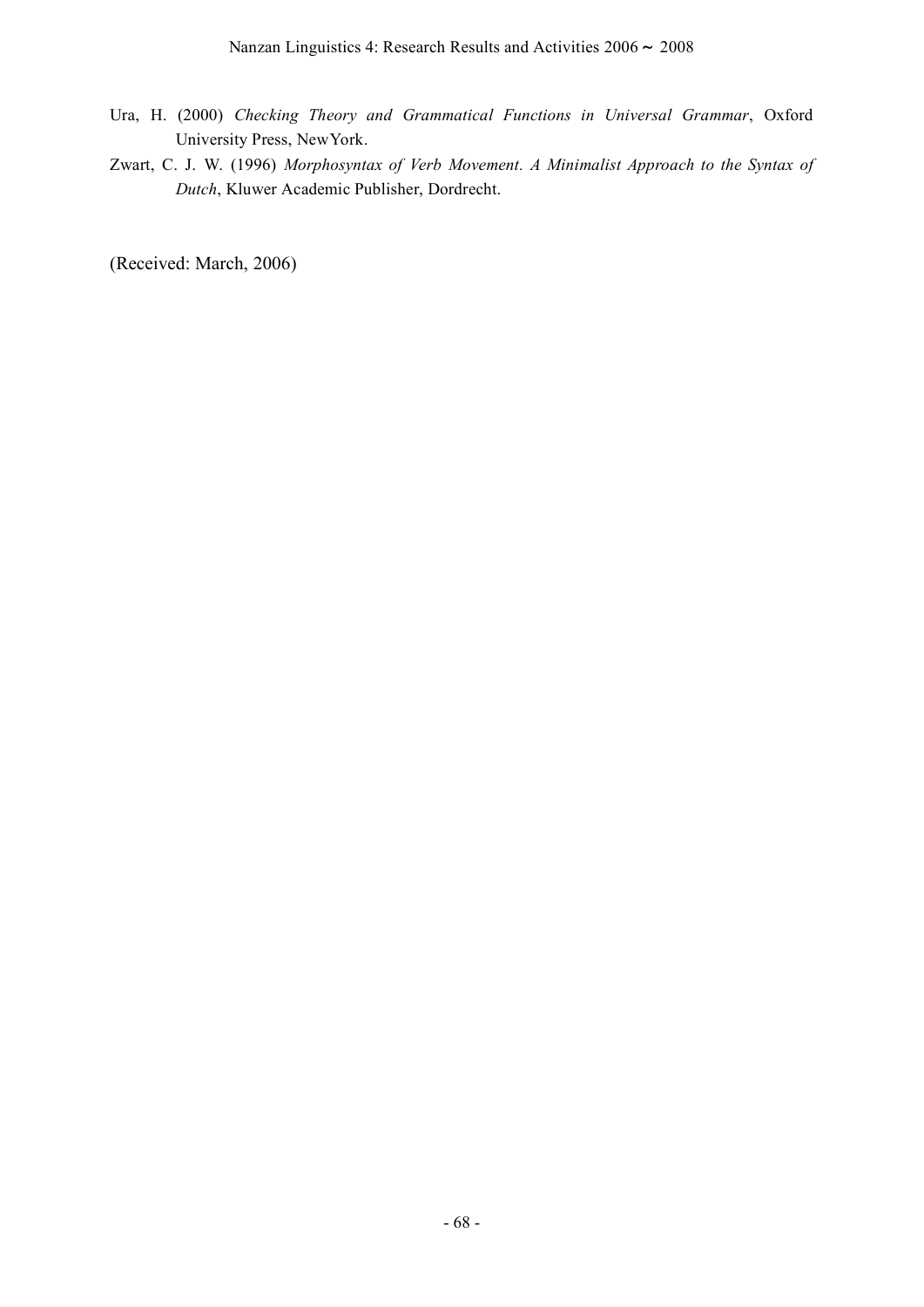Ura, H. (2000) *Checking Theory and Grammatical Functions in Universal Grammar*, Oxford University Press, NewYork.

Zwart, C. J. W. (1996) *Morphosyntax of Verb Movement. A Minimalist Approach to the Syntax of Dutch*, Kluwer Academic Publisher, Dordrecht.

(Received: March, 2006)